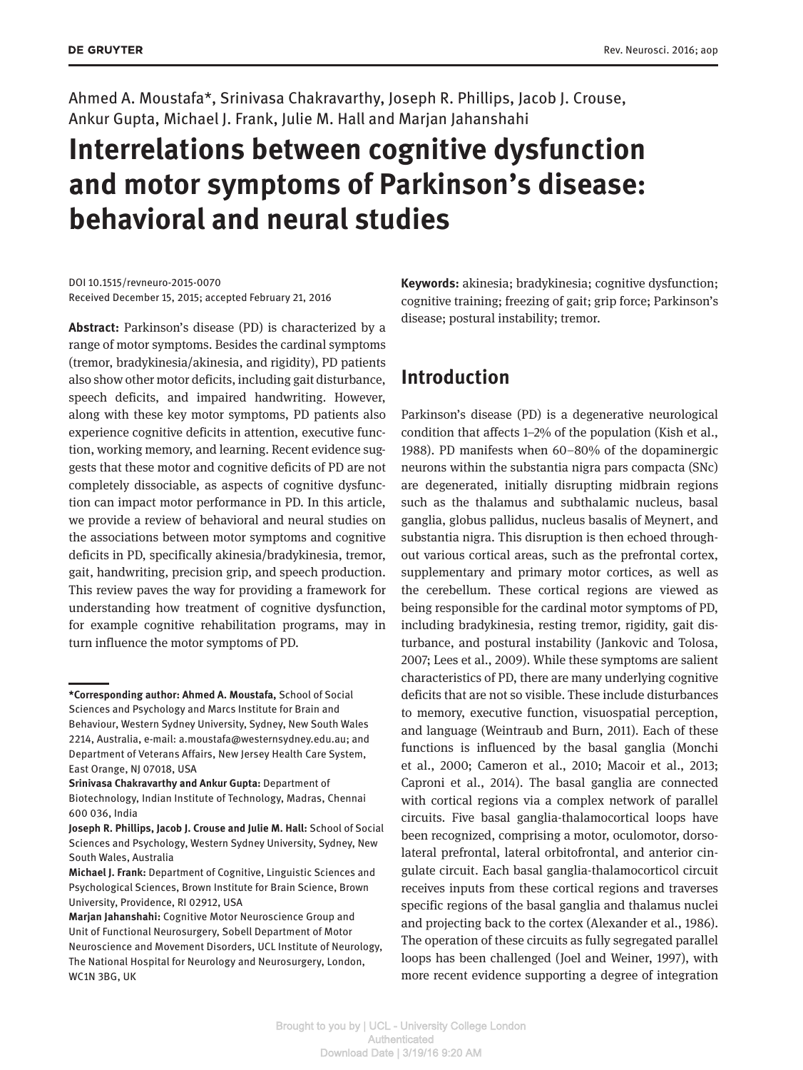Ahmed A. Moustafa*, Srinivasa Chakravarthy, Joseph R. Phillips, Jacob J. Crouse, Ankur Gupta, Michael J. Frank, Julie M. Hall and Marjan Jahanshahi

# Interrelations between cognitive dysfunction and motor symptoms of Parkinson's disease: behavioral and neural studies

DOI 10.1515/revneuro-2015-0070
Received December 15, 2015; accepted February 21, 2016

**Abstract:** Parkinson's disease (PD) is characterized by a range of motor symptoms. Besides the cardinal symptoms (tremor, bradykinesia/akinesia, and rigidity), PD patients also show other motor deficits, including gait disturbance, speech deficits, and impaired handwriting. However, along with these key motor symptoms, PD patients also experience cognitive deficits in attention, executive function, working memory, and learning. Recent evidence suggests that these motor and cognitive deficits of PD are not completely dissociable, as aspects of cognitive dysfunction can impact motor performance in PD. In this article, we provide a review of behavioral and neural studies on the associations between motor symptoms and cognitive deficits in PD, specifically akinesia/bradykinesia, tremor, gait, handwriting, precision grip, and speech production. This review paves the way for providing a framework for understanding how treatment of cognitive dysfunction, for example cognitive rehabilitation programs, may in turn influence the motor symptoms of PD.

---

***Corresponding author: Ahmed A. Moustafa,** School of Social Sciences and Psychology and Marcs Institute for Brain and Behaviour, Western Sydney University, Sydney, New South Wales 2214, Australia, e-mail: a.moustafa@westernsydney.edu.au; and Department of Veterans Affairs, New Jersey Health Care System, East Orange, NJ 07018, USA

**Srinivasa Chakravarthy and Ankur Gupta:** Department of Biotechnology, Indian Institute of Technology, Madras, Chennai 600 036, India

**Joseph R. Phillips, Jacob J. Crouse and Julie M. Hall:** School of Social Sciences and Psychology, Western Sydney University, Sydney, New South Wales, Australia

**Michael J. Frank:** Department of Cognitive, Linguistic Sciences and Psychological Sciences, Brown Institute for Brain Science, Brown University, Providence, RI 02912, USA

**Marjan Jahanshahi:** Cognitive Motor Neuroscience Group and Unit of Functional Neurosurgery, Sobell Department of Motor Neuroscience and Movement Disorders, UCL Institute of Neurology, The National Hospital for Neurology and Neurosurgery, London, WC1N 3BG, UK

**Keywords:** akinesia; bradykinesia; cognitive dysfunction; cognitive training; freezing of gait; grip force; Parkinson's disease; postural instability; tremor.

## Introduction

Parkinson's disease (PD) is a degenerative neurological condition that affects 1–2% of the population (Kish et al., 1988). PD manifests when 60–80% of the dopaminergic neurons within the substantia nigra pars compacta (SNc) are degenerated, initially disrupting midbrain regions such as the thalamus and subthalamic nucleus, basal ganglia, globus pallidus, nucleus basalis of Meynert, and substantia nigra. This disruption is then echoed throughout various cortical areas, such as the prefrontal cortex, supplementary and primary motor cortices, as well as the cerebellum. These cortical regions are viewed as being responsible for the cardinal motor symptoms of PD, including bradykinesia, resting tremor, rigidity, gait disturbance, and postural instability (Jankovic and Tolosa, 2007; Lees et al., 2009). While these symptoms are salient characteristics of PD, there are many underlying cognitive deficits that are not so visible. These include disturbances to memory, executive function, visuospatial perception, and language (Weintraub and Burn, 2011). Each of these functions is influenced by the basal ganglia (Monchi et al., 2000; Cameron et al., 2010; Macoir et al., 2013; Caproni et al., 2014). The basal ganglia are connected with cortical regions via a complex network of parallel circuits. Five basal ganglia-thalamocortical loops have been recognized, comprising a motor, oculomotor, dorsolateral prefrontal, lateral orbitofrontal, and anterior cingulate circuit. Each basal ganglia-thalamocorticol circuit receives inputs from these cortical regions and traverses specific regions of the basal ganglia and thalamus nuclei and projecting back to the cortex (Alexander et al., 1986). The operation of these circuits as fully segregated parallel loops has been challenged (Joel and Weiner, 1997), with more recent evidence supporting a degree of integration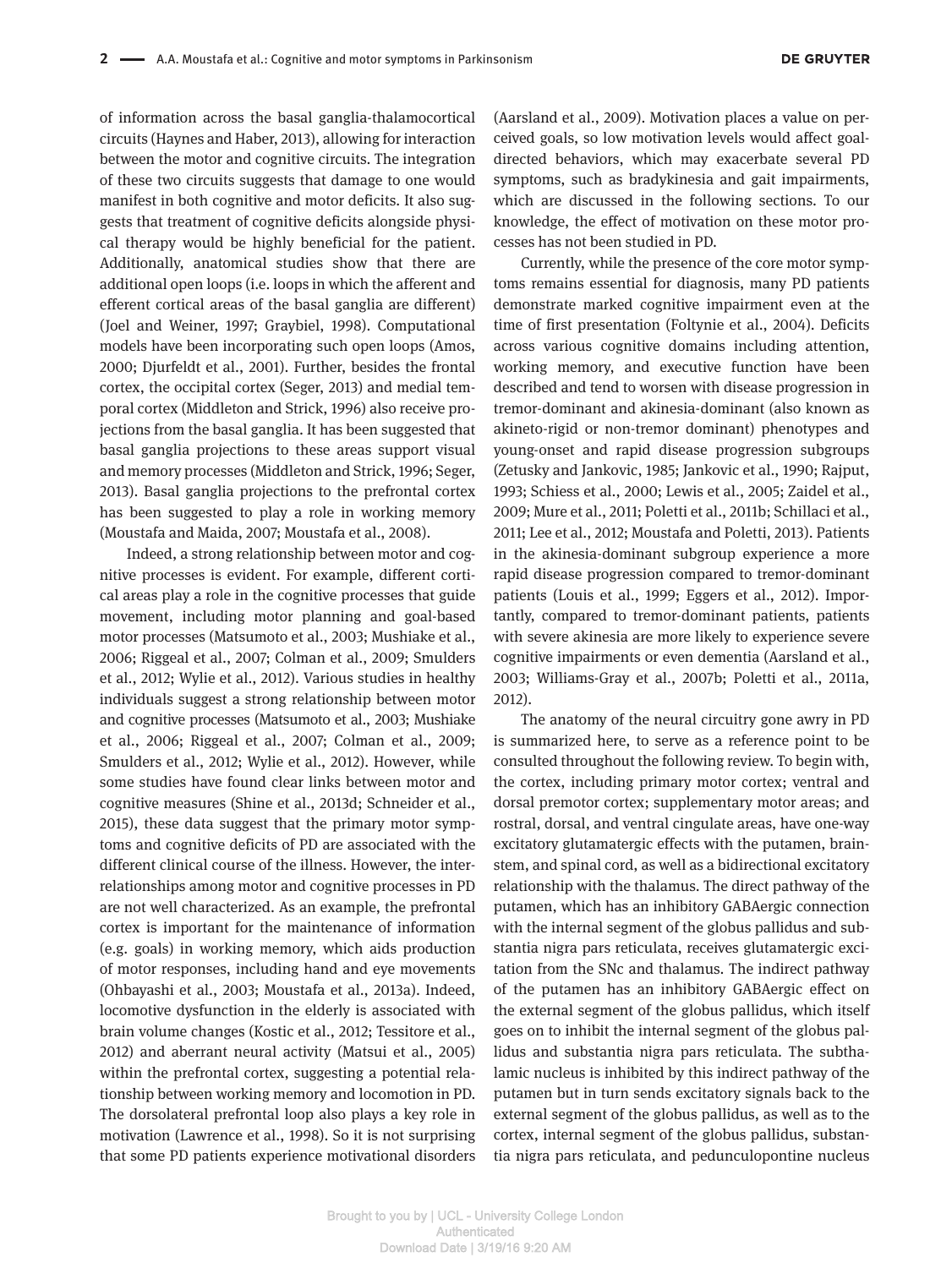of information across the basal ganglia-thalamocortical circuits (Haynes and Haber, 2013), allowing for interaction between the motor and cognitive circuits. The integration of these two circuits suggests that damage to one would manifest in both cognitive and motor deficits. It also suggests that treatment of cognitive deficits alongside physical therapy would be highly beneficial for the patient. Additionally, anatomical studies show that there are additional open loops (i.e. loops in which the afferent and efferent cortical areas of the basal ganglia are different) (Joel and Weiner, 1997; Graybiel, 1998). Computational models have been incorporating such open loops (Amos, 2000; Djurfeldt et al., 2001). Further, besides the frontal cortex, the occipital cortex (Seger, 2013) and medial temporal cortex (Middleton and Strick, 1996) also receive projections from the basal ganglia. It has been suggested that basal ganglia projections to these areas support visual and memory processes (Middleton and Strick, 1996; Seger, 2013). Basal ganglia projections to the prefrontal cortex has been suggested to play a role in working memory (Moustafa and Maida, 2007; Moustafa et al., 2008).

Indeed, a strong relationship between motor and cognitive processes is evident. For example, different cortical areas play a role in the cognitive processes that guide movement, including motor planning and goal-based motor processes (Matsumoto et al., 2003; Mushiake et al., 2006; Riggeal et al., 2007; Colman et al., 2009; Smulders et al., 2012; Wylie et al., 2012). Various studies in healthy individuals suggest a strong relationship between motor and cognitive processes (Matsumoto et al., 2003; Mushiake et al., 2006; Riggeal et al., 2007; Colman et al., 2009; Smulders et al., 2012; Wylie et al., 2012). However, while some studies have found clear links between motor and cognitive measures (Shine et al., 2013d; Schneider et al., 2015), these data suggest that the primary motor symptoms and cognitive deficits of PD are associated with the different clinical course of the illness. However, the interrelationships among motor and cognitive processes in PD are not well characterized. As an example, the prefrontal cortex is important for the maintenance of information (e.g. goals) in working memory, which aids production of motor responses, including hand and eye movements (Ohbayashi et al., 2003; Moustafa et al., 2013a). Indeed, locomotive dysfunction in the elderly is associated with brain volume changes (Kostic et al., 2012; Tessitore et al., 2012) and aberrant neural activity (Matsui et al., 2005) within the prefrontal cortex, suggesting a potential relationship between working memory and locomotion in PD. The dorsolateral prefrontal loop also plays a key role in motivation (Lawrence et al., 1998). So it is not surprising that some PD patients experience motivational disorders (Aarsland et al., 2009). Motivation places a value on perceived goals, so low motivation levels would affect goal-directed behaviors, which may exacerbate several PD symptoms, such as bradykinesia and gait impairments, which are discussed in the following sections. To our knowledge, the effect of motivation on these motor processes has not been studied in PD.

Currently, while the presence of the core motor symptoms remains essential for diagnosis, many PD patients demonstrate marked cognitive impairment even at the time of first presentation (Foltynie et al., 2004). Deficits across various cognitive domains including attention, working memory, and executive function have been described and tend to worsen with disease progression in tremor-dominant and akinesia-dominant (also known as akineto-rigid or non-tremor dominant) phenotypes and young-onset and rapid disease progression subgroups (Zetusky and Jankovic, 1985; Jankovic et al., 1990; Rajput, 1993; Schiess et al., 2000; Lewis et al., 2005; Zaidel et al., 2009; Mure et al., 2011; Poletti et al., 2011b; Schillaci et al., 2011; Lee et al., 2012; Moustafa and Poletti, 2013). Patients in the akinesia-dominant subgroup experience a more rapid disease progression compared to tremor-dominant patients (Louis et al., 1999; Eggers et al., 2012). Importantly, compared to tremor-dominant patients, patients with severe akinesia are more likely to experience severe cognitive impairments or even dementia (Aarsland et al., 2003; Williams-Gray et al., 2007b; Poletti et al., 2011a, 2012).

The anatomy of the neural circuitry gone awry in PD is summarized here, to serve as a reference point to be consulted throughout the following review. To begin with, the cortex, including primary motor cortex; ventral and dorsal premotor cortex; supplementary motor areas; and rostral, dorsal, and ventral cingulate areas, have one-way excitatory glutamatergic effects with the putamen, brainstem, and spinal cord, as well as a bidirectional excitatory relationship with the thalamus. The direct pathway of the putamen, which has an inhibitory GABAergic connection with the internal segment of the globus pallidus and substantia nigra pars reticulata, receives glutamatergic excitation from the SNc and thalamus. The indirect pathway of the putamen has an inhibitory GABAergic effect on the external segment of the globus pallidus, which itself goes on to inhibit the internal segment of the globus pallidus and substantia nigra pars reticulata. The subthalamic nucleus is inhibited by this indirect pathway of the putamen but in turn sends excitatory signals back to the external segment of the globus pallidus, as well as to the cortex, internal segment of the globus pallidus, substantia nigra pars reticulata, and pedunculopontine nucleus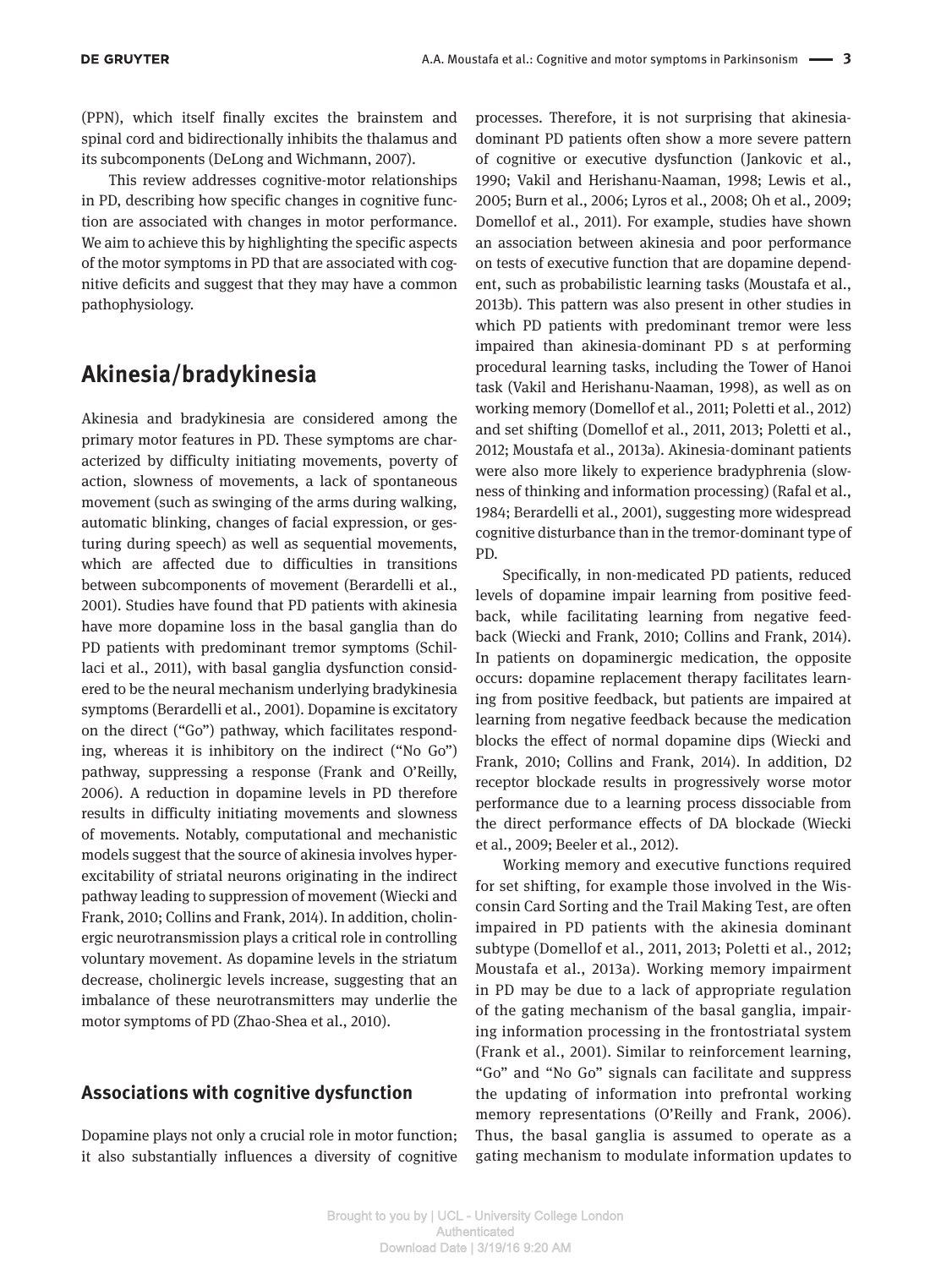(PPN), which itself finally excites the brainstem and spinal cord and bidirectionally inhibits the thalamus and its subcomponents (DeLong and Wichmann, 2007).

This review addresses cognitive-motor relationships in PD, describing how specific changes in cognitive function are associated with changes in motor performance. We aim to achieve this by highlighting the specific aspects of the motor symptoms in PD that are associated with cognitive deficits and suggest that they may have a common pathophysiology.

## Akinesia/bradykinesia

Akinesia and bradykinesia are considered among the primary motor features in PD. These symptoms are characterized by difficulty initiating movements, poverty of action, slowness of movements, a lack of spontaneous movement (such as swinging of the arms during walking, automatic blinking, changes of facial expression, or gesturing during speech) as well as sequential movements, which are affected due to difficulties in transitions between subcomponents of movement (Berardelli et al., 2001). Studies have found that PD patients with akinesia have more dopamine loss in the basal ganglia than do PD patients with predominant tremor symptoms (Schillaci et al., 2011), with basal ganglia dysfunction considered to be the neural mechanism underlying bradykinesia symptoms (Berardelli et al., 2001). Dopamine is excitatory on the direct ("Go") pathway, which facilitates responding, whereas it is inhibitory on the indirect ("No Go") pathway, suppressing a response (Frank and O'Reilly, 2006). A reduction in dopamine levels in PD therefore results in difficulty initiating movements and slowness of movements. Notably, computational and mechanistic models suggest that the source of akinesia involves hyperexcitability of striatal neurons originating in the indirect pathway leading to suppression of movement (Wiecki and Frank, 2010; Collins and Frank, 2014). In addition, cholinergic neurotransmission plays a critical role in controlling voluntary movement. As dopamine levels in the striatum decrease, cholinergic levels increase, suggesting that an imbalance of these neurotransmitters may underlie the motor symptoms of PD (Zhao-Shea et al., 2010).

### Associations with cognitive dysfunction

Dopamine plays not only a crucial role in motor function; it also substantially influences a diversity of cognitive processes. Therefore, it is not surprising that akinesia-dominant PD patients often show a more severe pattern of cognitive or executive dysfunction (Jankovic et al., 1990; Vakil and Herishanu-Naaman, 1998; Lewis et al., 2005; Burn et al., 2006; Lyros et al., 2008; Oh et al., 2009; Domellof et al., 2011). For example, studies have shown an association between akinesia and poor performance on tests of executive function that are dopamine dependent, such as probabilistic learning tasks (Moustafa et al., 2013b). This pattern was also present in other studies in which PD patients with predominant tremor were less impaired than akinesia-dominant PD s at performing procedural learning tasks, including the Tower of Hanoi task (Vakil and Herishanu-Naaman, 1998), as well as on working memory (Domellof et al., 2011; Poletti et al., 2012) and set shifting (Domellof et al., 2011, 2013; Poletti et al., 2012; Moustafa et al., 2013a). Akinesia-dominant patients were also more likely to experience bradyphrenia (slowness of thinking and information processing) (Rafal et al., 1984; Berardelli et al., 2001), suggesting more widespread cognitive disturbance than in the tremor-dominant type of PD.

Specifically, in non-medicated PD patients, reduced levels of dopamine impair learning from positive feedback, while facilitating learning from negative feedback (Wiecki and Frank, 2010; Collins and Frank, 2014). In patients on dopaminergic medication, the opposite occurs: dopamine replacement therapy facilitates learning from positive feedback, but patients are impaired at learning from negative feedback because the medication blocks the effect of normal dopamine dips (Wiecki and Frank, 2010; Collins and Frank, 2014). In addition, D2 receptor blockade results in progressively worse motor performance due to a learning process dissociable from the direct performance effects of DA blockade (Wiecki et al., 2009; Beeler et al., 2012).

Working memory and executive functions required for set shifting, for example those involved in the Wisconsin Card Sorting and the Trail Making Test, are often impaired in PD patients with the akinesia dominant subtype (Domellof et al., 2011, 2013; Poletti et al., 2012; Moustafa et al., 2013a). Working memory impairment in PD may be due to a lack of appropriate regulation of the gating mechanism of the basal ganglia, impairing information processing in the frontostriatal system (Frank et al., 2001). Similar to reinforcement learning, "Go" and "No Go" signals can facilitate and suppress the updating of information into prefrontal working memory representations (O'Reilly and Frank, 2006). Thus, the basal ganglia is assumed to operate as a gating mechanism to modulate information updates to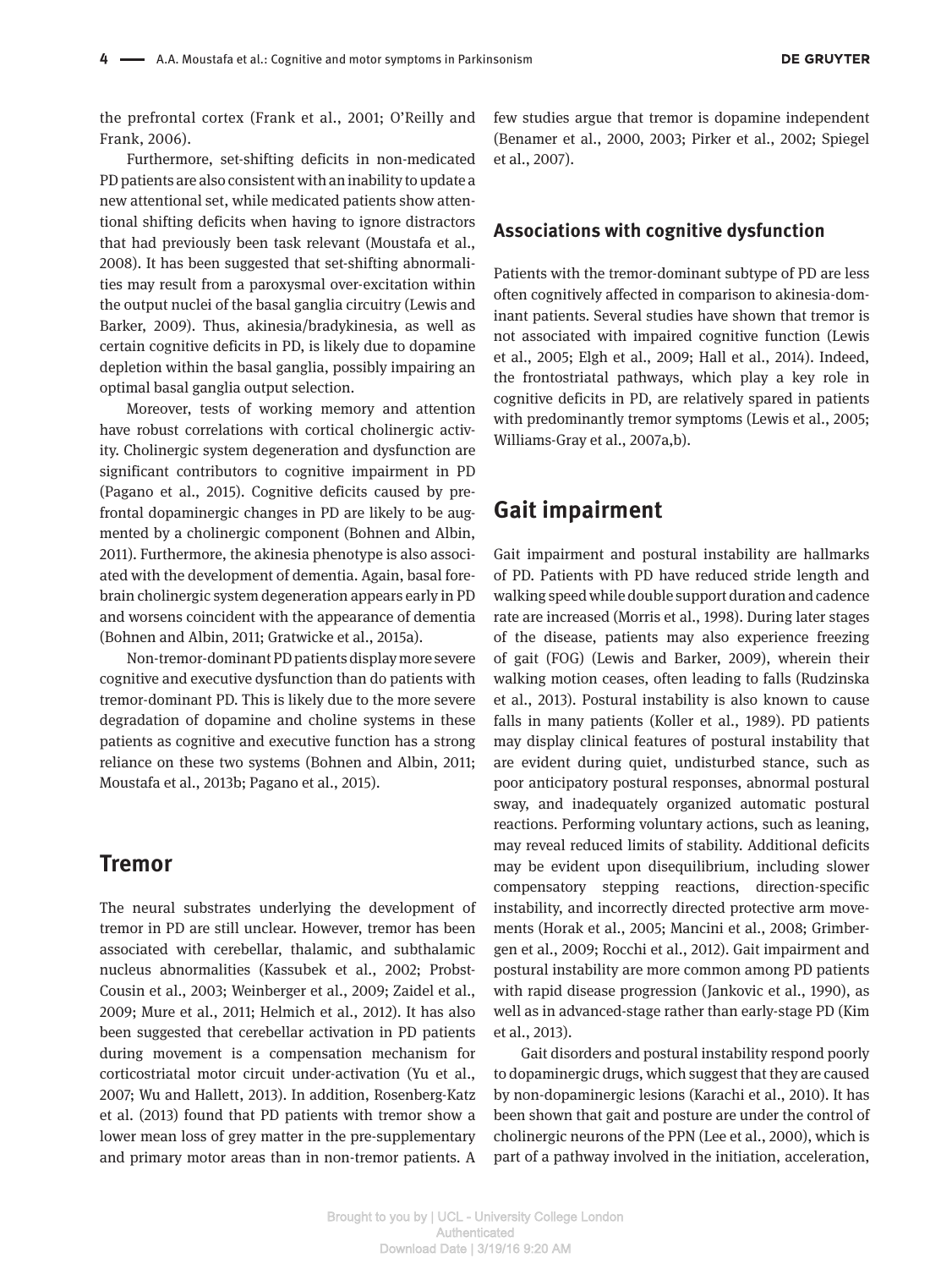the prefrontal cortex (Frank et al., 2001; O'Reilly and Frank, 2006).

Furthermore, set-shifting deficits in non-medicated PD patients are also consistent with an inability to update a new attentional set, while medicated patients show attentional shifting deficits when having to ignore distractors that had previously been task relevant (Moustafa et al., 2008). It has been suggested that set-shifting abnormalities may result from a paroxysmal over-excitation within the output nuclei of the basal ganglia circuitry (Lewis and Barker, 2009). Thus, akinesia/bradykinesia, as well as certain cognitive deficits in PD, is likely due to dopamine depletion within the basal ganglia, possibly impairing an optimal basal ganglia output selection.

Moreover, tests of working memory and attention have robust correlations with cortical cholinergic activity. Cholinergic system degeneration and dysfunction are significant contributors to cognitive impairment in PD (Pagano et al., 2015). Cognitive deficits caused by prefrontal dopaminergic changes in PD are likely to be augmented by a cholinergic component (Bohnen and Albin, 2011). Furthermore, the akinesia phenotype is also associated with the development of dementia. Again, basal forebrain cholinergic system degeneration appears early in PD and worsens coincident with the appearance of dementia (Bohnen and Albin, 2011; Gratwicke et al., 2015a).

Non-tremor-dominant PD patients display more severe cognitive and executive dysfunction than do patients with tremor-dominant PD. This is likely due to the more severe degradation of dopamine and choline systems in these patients as cognitive and executive function has a strong reliance on these two systems (Bohnen and Albin, 2011; Moustafa et al., 2013b; Pagano et al., 2015).

## Tremor

The neural substrates underlying the development of tremor in PD are still unclear. However, tremor has been associated with cerebellar, thalamic, and subthalamic nucleus abnormalities (Kassubek et al., 2002; Probst-Cousin et al., 2003; Weinberger et al., 2009; Zaidel et al., 2009; Mure et al., 2011; Helmich et al., 2012). It has also been suggested that cerebellar activation in PD patients during movement is a compensation mechanism for corticostriatal motor circuit under-activation (Yu et al., 2007; Wu and Hallett, 2013). In addition, Rosenberg-Katz et al. (2013) found that PD patients with tremor show a lower mean loss of grey matter in the pre-supplementary and primary motor areas than in non-tremor patients. A few studies argue that tremor is dopamine independent (Benamer et al., 2000, 2003; Pirker et al., 2002; Spiegel et al., 2007).

### Associations with cognitive dysfunction

Patients with the tremor-dominant subtype of PD are less often cognitively affected in comparison to akinesia-dominant patients. Several studies have shown that tremor is not associated with impaired cognitive function (Lewis et al., 2005; Elgh et al., 2009; Hall et al., 2014). Indeed, the frontostriatal pathways, which play a key role in cognitive deficits in PD, are relatively spared in patients with predominantly tremor symptoms (Lewis et al., 2005; Williams-Gray et al., 2007a,b).

## Gait impairment

Gait impairment and postural instability are hallmarks of PD. Patients with PD have reduced stride length and walking speed while double support duration and cadence rate are increased (Morris et al., 1998). During later stages of the disease, patients may also experience freezing of gait (FOG) (Lewis and Barker, 2009), wherein their walking motion ceases, often leading to falls (Rudzinska et al., 2013). Postural instability is also known to cause falls in many patients (Koller et al., 1989). PD patients may display clinical features of postural instability that are evident during quiet, undisturbed stance, such as poor anticipatory postural responses, abnormal postural sway, and inadequately organized automatic postural reactions. Performing voluntary actions, such as leaning, may reveal reduced limits of stability. Additional deficits may be evident upon disequilibrium, including slower compensatory stepping reactions, direction-specific instability, and incorrectly directed protective arm movements (Horak et al., 2005; Mancini et al., 2008; Grimbergen et al., 2009; Rocchi et al., 2012). Gait impairment and postural instability are more common among PD patients with rapid disease progression (Jankovic et al., 1990), as well as in advanced-stage rather than early-stage PD (Kim et al., 2013).

Gait disorders and postural instability respond poorly to dopaminergic drugs, which suggest that they are caused by non-dopaminergic lesions (Karachi et al., 2010). It has been shown that gait and posture are under the control of cholinergic neurons of the PPN (Lee et al., 2000), which is part of a pathway involved in the initiation, acceleration,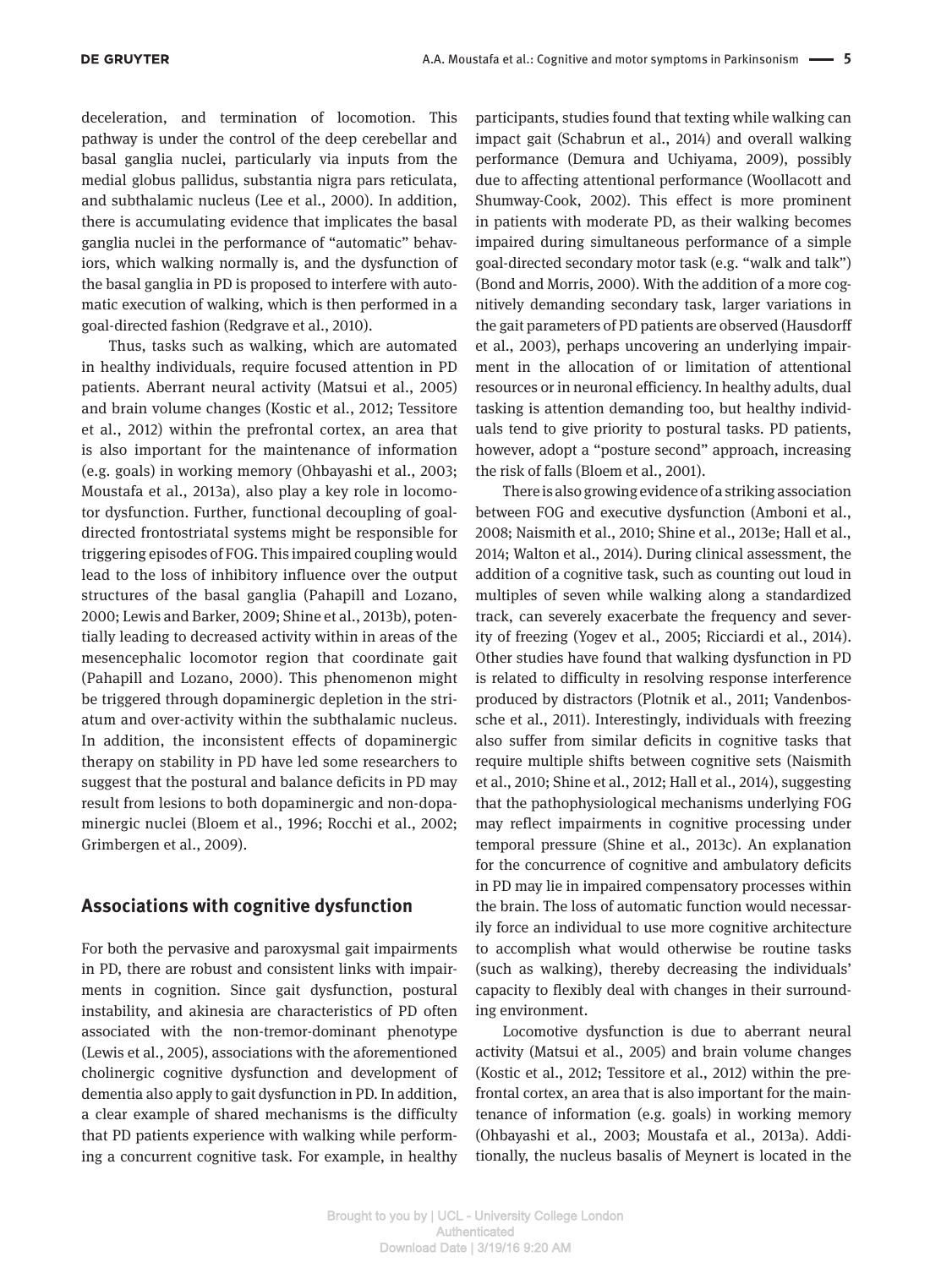deceleration, and termination of locomotion. This pathway is under the control of the deep cerebellar and basal ganglia nuclei, particularly via inputs from the medial globus pallidus, substantia nigra pars reticulata, and subthalamic nucleus (Lee et al., 2000). In addition, there is accumulating evidence that implicates the basal ganglia nuclei in the performance of "automatic" behaviors, which walking normally is, and the dysfunction of the basal ganglia in PD is proposed to interfere with automatic execution of walking, which is then performed in a goal-directed fashion (Redgrave et al., 2010).

Thus, tasks such as walking, which are automated in healthy individuals, require focused attention in PD patients. Aberrant neural activity (Matsui et al., 2005) and brain volume changes (Kostic et al., 2012; Tessitore et al., 2012) within the prefrontal cortex, an area that is also important for the maintenance of information (e.g. goals) in working memory (Ohbayashi et al., 2003; Moustafa et al., 2013a), also play a key role in locomotor dysfunction. Further, functional decoupling of goal-directed frontostriatal systems might be responsible for triggering episodes of FOG. This impaired coupling would lead to the loss of inhibitory influence over the output structures of the basal ganglia (Pahapill and Lozano, 2000; Lewis and Barker, 2009; Shine et al., 2013b), potentially leading to decreased activity within in areas of the mesencephalic locomotor region that coordinate gait (Pahapill and Lozano, 2000). This phenomenon might be triggered through dopaminergic depletion in the striatum and over-activity within the subthalamic nucleus. In addition, the inconsistent effects of dopaminergic therapy on stability in PD have led some researchers to suggest that the postural and balance deficits in PD may result from lesions to both dopaminergic and non-dopaminergic nuclei (Bloem et al., 1996; Rocchi et al., 2002; Grimbergen et al., 2009).

## Associations with cognitive dysfunction

For both the pervasive and paroxysmal gait impairments in PD, there are robust and consistent links with impairments in cognition. Since gait dysfunction, postural instability, and akinesia are characteristics of PD often associated with the non-tremor-dominant phenotype (Lewis et al., 2005), associations with the aforementioned cholinergic cognitive dysfunction and development of dementia also apply to gait dysfunction in PD. In addition, a clear example of shared mechanisms is the difficulty that PD patients experience with walking while performing a concurrent cognitive task. For example, in healthy participants, studies found that texting while walking can impact gait (Schabrun et al., 2014) and overall walking performance (Demura and Uchiyama, 2009), possibly due to affecting attentional performance (Woollacott and Shumway-Cook, 2002). This effect is more prominent in patients with moderate PD, as their walking becomes impaired during simultaneous performance of a simple goal-directed secondary motor task (e.g. "walk and talk") (Bond and Morris, 2000). With the addition of a more cognitively demanding secondary task, larger variations in the gait parameters of PD patients are observed (Hausdorff et al., 2003), perhaps uncovering an underlying impairment in the allocation of or limitation of attentional resources or in neuronal efficiency. In healthy adults, dual tasking is attention demanding too, but healthy individuals tend to give priority to postural tasks. PD patients, however, adopt a "posture second" approach, increasing the risk of falls (Bloem et al., 2001).

There is also growing evidence of a striking association between FOG and executive dysfunction (Amboni et al., 2008; Naismith et al., 2010; Shine et al., 2013e; Hall et al., 2014; Walton et al., 2014). During clinical assessment, the addition of a cognitive task, such as counting out loud in multiples of seven while walking along a standardized track, can severely exacerbate the frequency and severity of freezing (Yogev et al., 2005; Ricciardi et al., 2014). Other studies have found that walking dysfunction in PD is related to difficulty in resolving response interference produced by distractors (Plotnik et al., 2011; Vandenbossche et al., 2011). Interestingly, individuals with freezing also suffer from similar deficits in cognitive tasks that require multiple shifts between cognitive sets (Naismith et al., 2010; Shine et al., 2012; Hall et al., 2014), suggesting that the pathophysiological mechanisms underlying FOG may reflect impairments in cognitive processing under temporal pressure (Shine et al., 2013c). An explanation for the concurrence of cognitive and ambulatory deficits in PD may lie in impaired compensatory processes within the brain. The loss of automatic function would necessarily force an individual to use more cognitive architecture to accomplish what would otherwise be routine tasks (such as walking), thereby decreasing the individuals' capacity to flexibly deal with changes in their surrounding environment.

Locomotive dysfunction is due to aberrant neural activity (Matsui et al., 2005) and brain volume changes (Kostic et al., 2012; Tessitore et al., 2012) within the prefrontal cortex, an area that is also important for the maintenance of information (e.g. goals) in working memory (Ohbayashi et al., 2003; Moustafa et al., 2013a). Additionally, the nucleus basalis of Meynert is located in the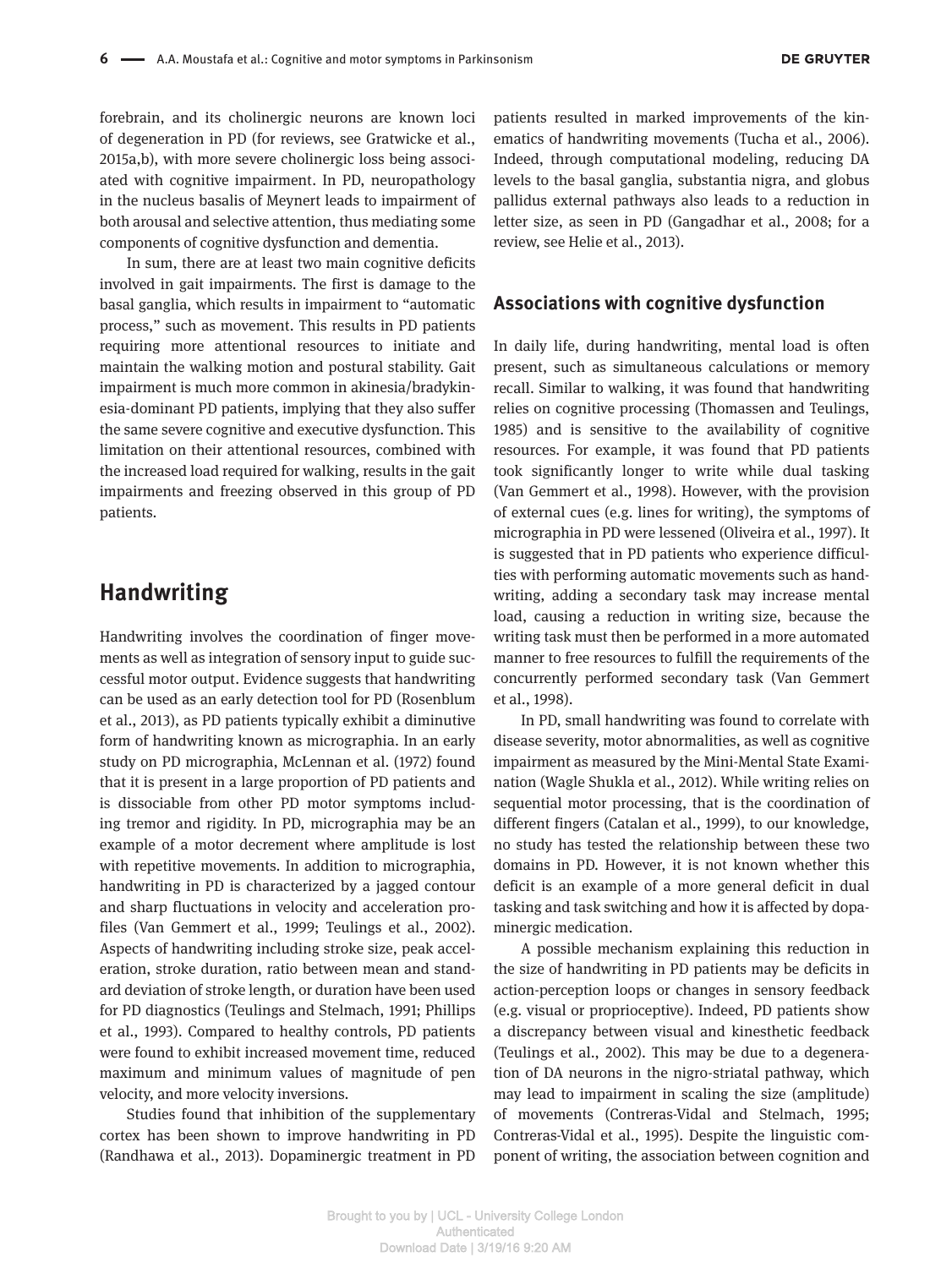forebrain, and its cholinergic neurons are known loci of degeneration in PD (for reviews, see Gratwicke et al., 2015a,b), with more severe cholinergic loss being associated with cognitive impairment. In PD, neuropathology in the nucleus basalis of Meynert leads to impairment of both arousal and selective attention, thus mediating some components of cognitive dysfunction and dementia.

In sum, there are at least two main cognitive deficits involved in gait impairments. The first is damage to the basal ganglia, which results in impairment to "automatic process," such as movement. This results in PD patients requiring more attentional resources to initiate and maintain the walking motion and postural stability. Gait impairment is much more common in akinesia/bradykinesia-dominant PD patients, implying that they also suffer the same severe cognitive and executive dysfunction. This limitation on their attentional resources, combined with the increased load required for walking, results in the gait impairments and freezing observed in this group of PD patients.

## Handwriting

Handwriting involves the coordination of finger movements as well as integration of sensory input to guide successful motor output. Evidence suggests that handwriting can be used as an early detection tool for PD (Rosenblum et al., 2013), as PD patients typically exhibit a diminutive form of handwriting known as micrographia. In an early study on PD micrographia, McLennan et al. (1972) found that it is present in a large proportion of PD patients and is dissociable from other PD motor symptoms including tremor and rigidity. In PD, micrographia may be an example of a motor decrement where amplitude is lost with repetitive movements. In addition to micrographia, handwriting in PD is characterized by a jagged contour and sharp fluctuations in velocity and acceleration profiles (Van Gemmert et al., 1999; Teulings et al., 2002). Aspects of handwriting including stroke size, peak acceleration, stroke duration, ratio between mean and standard deviation of stroke length, or duration have been used for PD diagnostics (Teulings and Stelmach, 1991; Phillips et al., 1993). Compared to healthy controls, PD patients were found to exhibit increased movement time, reduced maximum and minimum values of magnitude of pen velocity, and more velocity inversions.

Studies found that inhibition of the supplementary cortex has been shown to improve handwriting in PD (Randhawa et al., 2013). Dopaminergic treatment in PD patients resulted in marked improvements of the kinematics of handwriting movements (Tucha et al., 2006). Indeed, through computational modeling, reducing DA levels to the basal ganglia, substantia nigra, and globus pallidus external pathways also leads to a reduction in letter size, as seen in PD (Gangadhar et al., 2008; for a review, see Helie et al., 2013).

### Associations with cognitive dysfunction

In daily life, during handwriting, mental load is often present, such as simultaneous calculations or memory recall. Similar to walking, it was found that handwriting relies on cognitive processing (Thomassen and Teulings, 1985) and is sensitive to the availability of cognitive resources. For example, it was found that PD patients took significantly longer to write while dual tasking (Van Gemmert et al., 1998). However, with the provision of external cues (e.g. lines for writing), the symptoms of micrographia in PD were lessened (Oliveira et al., 1997). It is suggested that in PD patients who experience difficulties with performing automatic movements such as handwriting, adding a secondary task may increase mental load, causing a reduction in writing size, because the writing task must then be performed in a more automated manner to free resources to fulfill the requirements of the concurrently performed secondary task (Van Gemmert et al., 1998).

In PD, small handwriting was found to correlate with disease severity, motor abnormalities, as well as cognitive impairment as measured by the Mini-Mental State Examination (Wagle Shukla et al., 2012). While writing relies on sequential motor processing, that is the coordination of different fingers (Catalan et al., 1999), to our knowledge, no study has tested the relationship between these two domains in PD. However, it is not known whether this deficit is an example of a more general deficit in dual tasking and task switching and how it is affected by dopaminergic medication.

A possible mechanism explaining this reduction in the size of handwriting in PD patients may be deficits in action-perception loops or changes in sensory feedback (e.g. visual or proprioceptive). Indeed, PD patients show a discrepancy between visual and kinesthetic feedback (Teulings et al., 2002). This may be due to a degeneration of DA neurons in the nigro-striatal pathway, which may lead to impairment in scaling the size (amplitude) of movements (Contreras-Vidal and Stelmach, 1995; Contreras-Vidal et al., 1995). Despite the linguistic component of writing, the association between cognition and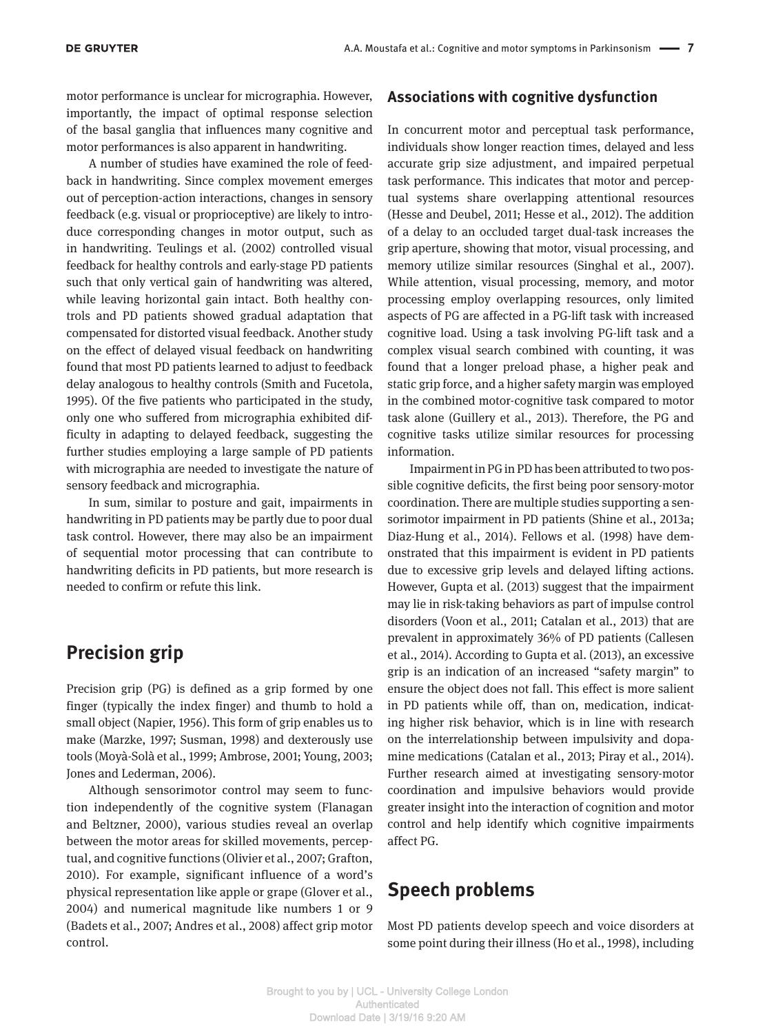motor performance is unclear for micrographia. However, importantly, the impact of optimal response selection of the basal ganglia that influences many cognitive and motor performances is also apparent in handwriting.

A number of studies have examined the role of feedback in handwriting. Since complex movement emerges out of perception-action interactions, changes in sensory feedback (e.g. visual or proprioceptive) are likely to introduce corresponding changes in motor output, such as in handwriting. Teulings et al. (2002) controlled visual feedback for healthy controls and early-stage PD patients such that only vertical gain of handwriting was altered, while leaving horizontal gain intact. Both healthy controls and PD patients showed gradual adaptation that compensated for distorted visual feedback. Another study on the effect of delayed visual feedback on handwriting found that most PD patients learned to adjust to feedback delay analogous to healthy controls (Smith and Fucetola, 1995). Of the five patients who participated in the study, only one who suffered from micrographia exhibited difficulty in adapting to delayed feedback, suggesting the further studies employing a large sample of PD patients with micrographia are needed to investigate the nature of sensory feedback and micrographia.

In sum, similar to posture and gait, impairments in handwriting in PD patients may be partly due to poor dual task control. However, there may also be an impairment of sequential motor processing that can contribute to handwriting deficits in PD patients, but more research is needed to confirm or refute this link.

# Precision grip

Precision grip (PG) is defined as a grip formed by one finger (typically the index finger) and thumb to hold a small object (Napier, 1956). This form of grip enables us to make (Marzke, 1997; Susman, 1998) and dexterously use tools (Moyà-Solà et al., 1999; Ambrose, 2001; Young, 2003; Jones and Lederman, 2006).

Although sensorimotor control may seem to function independently of the cognitive system (Flanagan and Beltzner, 2000), various studies reveal an overlap between the motor areas for skilled movements, perceptual, and cognitive functions (Olivier et al., 2007; Grafton, 2010). For example, significant influence of a word's physical representation like apple or grape (Glover et al., 2004) and numerical magnitude like numbers 1 or 9 (Badets et al., 2007; Andres et al., 2008) affect grip motor control.

## Associations with cognitive dysfunction

In concurrent motor and perceptual task performance, individuals show longer reaction times, delayed and less accurate grip size adjustment, and impaired perpetual task performance. This indicates that motor and perceptual systems share overlapping attentional resources (Hesse and Deubel, 2011; Hesse et al., 2012). The addition of a delay to an occluded target dual-task increases the grip aperture, showing that motor, visual processing, and memory utilize similar resources (Singhal et al., 2007). While attention, visual processing, memory, and motor processing employ overlapping resources, only limited aspects of PG are affected in a PG-lift task with increased cognitive load. Using a task involving PG-lift task and a complex visual search combined with counting, it was found that a longer preload phase, a higher peak and static grip force, and a higher safety margin was employed in the combined motor-cognitive task compared to motor task alone (Guillery et al., 2013). Therefore, the PG and cognitive tasks utilize similar resources for processing information.

Impairment in PG in PD has been attributed to two possible cognitive deficits, the first being poor sensory-motor coordination. There are multiple studies supporting a sensorimotor impairment in PD patients (Shine et al., 2013a; Diaz-Hung et al., 2014). Fellows et al. (1998) have demonstrated that this impairment is evident in PD patients due to excessive grip levels and delayed lifting actions. However, Gupta et al. (2013) suggest that the impairment may lie in risk-taking behaviors as part of impulse control disorders (Voon et al., 2011; Catalan et al., 2013) that are prevalent in approximately 36% of PD patients (Callesen et al., 2014). According to Gupta et al. (2013), an excessive grip is an indication of an increased "safety margin" to ensure the object does not fall. This effect is more salient in PD patients while off, than on, medication, indicating higher risk behavior, which is in line with research on the interrelationship between impulsivity and dopamine medications (Catalan et al., 2013; Piray et al., 2014). Further research aimed at investigating sensory-motor coordination and impulsive behaviors would provide greater insight into the interaction of cognition and motor control and help identify which cognitive impairments affect PG.

# Speech problems

Most PD patients develop speech and voice disorders at some point during their illness (Ho et al., 1998), including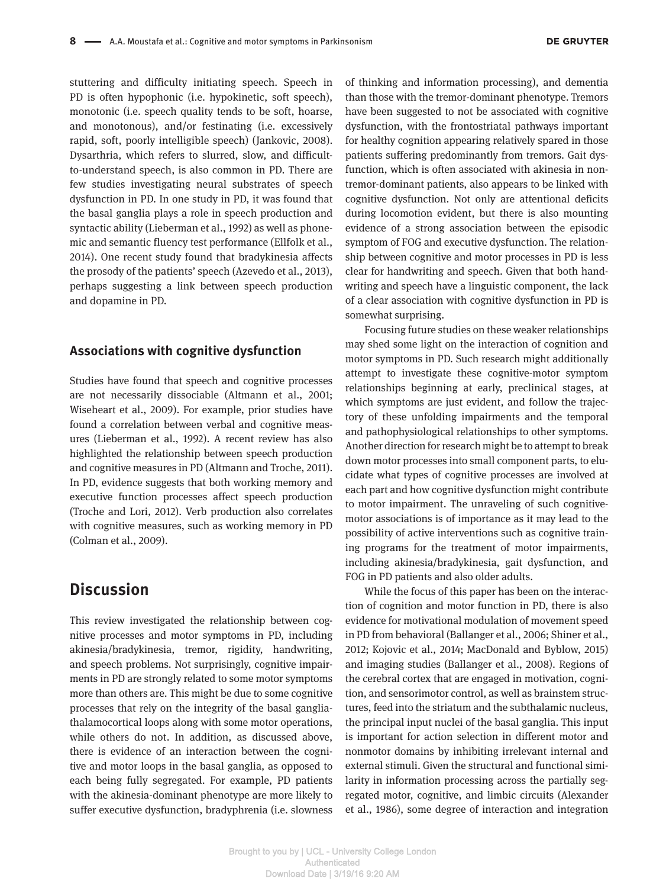stuttering and difficulty initiating speech. Speech in PD is often hypophonic (i.e. hypokinetic, soft speech), monotonic (i.e. speech quality tends to be soft, hoarse, and monotonous), and/or festinating (i.e. excessively rapid, soft, poorly intelligible speech) (Jankovic, 2008). Dysarthria, which refers to slurred, slow, and difficult-to-understand speech, is also common in PD. There are few studies investigating neural substrates of speech dysfunction in PD. In one study in PD, it was found that the basal ganglia plays a role in speech production and syntactic ability (Lieberman et al., 1992) as well as phonemic and semantic fluency test performance (Ellfolk et al., 2014). One recent study found that bradykinesia affects the prosody of the patients' speech (Azevedo et al., 2013), perhaps suggesting a link between speech production and dopamine in PD.

### Associations with cognitive dysfunction

Studies have found that speech and cognitive processes are not necessarily dissociable (Altmann et al., 2001; Wiseheart et al., 2009). For example, prior studies have found a correlation between verbal and cognitive measures (Lieberman et al., 1992). A recent review has also highlighted the relationship between speech production and cognitive measures in PD (Altmann and Troche, 2011). In PD, evidence suggests that both working memory and executive function processes affect speech production (Troche and Lori, 2012). Verb production also correlates with cognitive measures, such as working memory in PD (Colman et al., 2009).

## Discussion

This review investigated the relationship between cognitive processes and motor symptoms in PD, including akinesia/bradykinesia, tremor, rigidity, handwriting, and speech problems. Not surprisingly, cognitive impairments in PD are strongly related to some motor symptoms more than others are. This might be due to some cognitive processes that rely on the integrity of the basal ganglia-thalamocortical loops along with some motor operations, while others do not. In addition, as discussed above, there is evidence of an interaction between the cognitive and motor loops in the basal ganglia, as opposed to each being fully segregated. For example, PD patients with the akinesia-dominant phenotype are more likely to suffer executive dysfunction, bradyphrenia (i.e. slowness of thinking and information processing), and dementia than those with the tremor-dominant phenotype. Tremors have been suggested to not be associated with cognitive dysfunction, with the frontostriatal pathways important for healthy cognition appearing relatively spared in those patients suffering predominantly from tremors. Gait dysfunction, which is often associated with akinesia in non-tremor-dominant patients, also appears to be linked with cognitive dysfunction. Not only are attentional deficits during locomotion evident, but there is also mounting evidence of a strong association between the episodic symptom of FOG and executive dysfunction. The relationship between cognitive and motor processes in PD is less clear for handwriting and speech. Given that both handwriting and speech have a linguistic component, the lack of a clear association with cognitive dysfunction in PD is somewhat surprising.

Focusing future studies on these weaker relationships may shed some light on the interaction of cognition and motor symptoms in PD. Such research might additionally attempt to investigate these cognitive-motor symptom relationships beginning at early, preclinical stages, at which symptoms are just evident, and follow the trajectory of these unfolding impairments and the temporal and pathophysiological relationships to other symptoms. Another direction for research might be to attempt to break down motor processes into small component parts, to elucidate what types of cognitive processes are involved at each part and how cognitive dysfunction might contribute to motor impairment. The unraveling of such cognitive-motor associations is of importance as it may lead to the possibility of active interventions such as cognitive training programs for the treatment of motor impairments, including akinesia/bradykinesia, gait dysfunction, and FOG in PD patients and also older adults.

While the focus of this paper has been on the interaction of cognition and motor function in PD, there is also evidence for motivational modulation of movement speed in PD from behavioral (Ballanger et al., 2006; Shiner et al., 2012; Kojovic et al., 2014; MacDonald and Byblow, 2015) and imaging studies (Ballanger et al., 2008). Regions of the cerebral cortex that are engaged in motivation, cognition, and sensorimotor control, as well as brainstem structures, feed into the striatum and the subthalamic nucleus, the principal input nuclei of the basal ganglia. This input is important for action selection in different motor and nonmotor domains by inhibiting irrelevant internal and external stimuli. Given the structural and functional similarity in information processing across the partially segregated motor, cognitive, and limbic circuits (Alexander et al., 1986), some degree of interaction and integration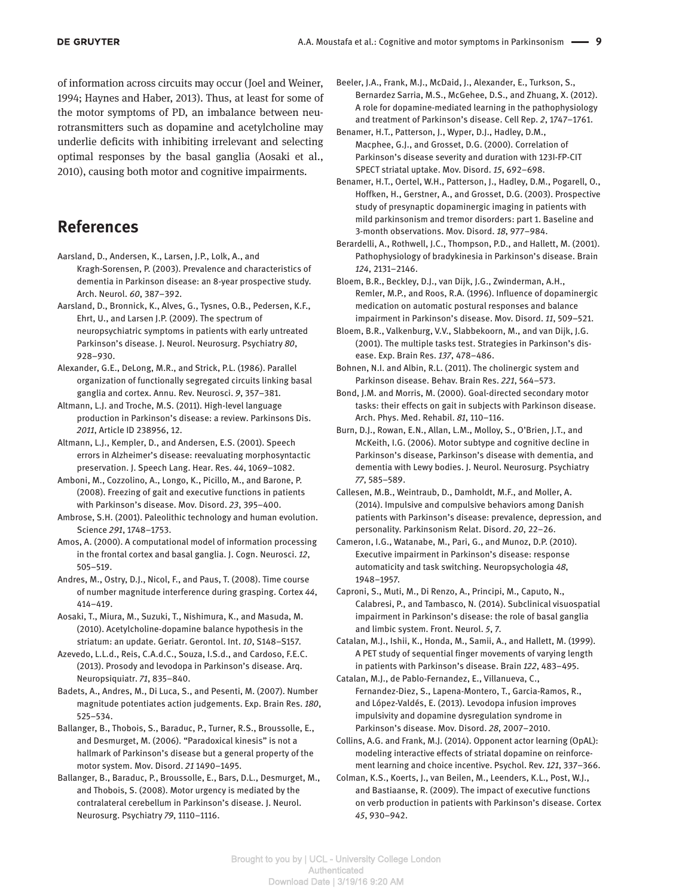of information across circuits may occur (Joel and Weiner, 1994; Haynes and Haber, 2013). Thus, at least for some of the motor symptoms of PD, an imbalance between neurotransmitters such as dopamine and acetylcholine may underlie deficits with inhibiting irrelevant and selecting optimal responses by the basal ganglia (Aosaki et al., 2010), causing both motor and cognitive impairments.

## References

Aarsland, D., Andersen, K., Larsen, J.P., Lolk, A., and Kragh-Sorensen, P. (2003). Prevalence and characteristics of dementia in Parkinson disease: an 8-year prospective study. Arch. Neurol. *60*, 387–392.

Aarsland, D., Bronnick, K., Alves, G., Tysnes, O.B., Pedersen, K.F., Ehrt, U., and Larsen J.P. (2009). The spectrum of neuropsychiatric symptoms in patients with early untreated Parkinson's disease. J. Neurol. Neurosurg. Psychiatry *80*, 928–930.

Alexander, G.E., DeLong, M.R., and Strick, P.L. (1986). Parallel organization of functionally segregated circuits linking basal ganglia and cortex. Annu. Rev. Neurosci. *9*, 357–381.

Altmann, L.J. and Troche, M.S. (2011). High-level language production in Parkinson's disease: a review. Parkinsons Dis. *2011*, Article ID 238956, 12.

Altmann, L.J., Kempler, D., and Andersen, E.S. (2001). Speech errors in Alzheimer's disease: reevaluating morphosyntactic preservation. J. Speech Lang. Hear. Res. *44*, 1069–1082.

Amboni, M., Cozzolino, A., Longo, K., Picillo, M., and Barone, P. (2008). Freezing of gait and executive functions in patients with Parkinson's disease. Mov. Disord. *23*, 395–400.

Ambrose, S.H. (2001). Paleolithic technology and human evolution. Science *291*, 1748–1753.

Amos, A. (2000). A computational model of information processing in the frontal cortex and basal ganglia. J. Cogn. Neurosci. *12*, 505–519.

Andres, M., Ostry, D.J., Nicol, F., and Paus, T. (2008). Time course of number magnitude interference during grasping. Cortex *44*, 414–419.

Aosaki, T., Miura, M., Suzuki, T., Nishimura, K., and Masuda, M. (2010). Acetylcholine-dopamine balance hypothesis in the striatum: an update. Geriatr. Gerontol. Int. *10*, S148–S157.

Azevedo, L.L.d., Reis, C.A.d.C., Souza, I.S.d., and Cardoso, F.E.C. (2013). Prosody and levodopa in Parkinson's disease. Arq. Neuropsiquiatr. *71*, 835–840.

Badets, A., Andres, M., Di Luca, S., and Pesenti, M. (2007). Number magnitude potentiates action judgements. Exp. Brain Res. *180*, 525–534.

Ballanger, B., Thobois, S., Baraduc, P., Turner, R.S., Broussolle, E., and Desmurget, M. (2006). "Paradoxical kinesis" is not a hallmark of Parkinson's disease but a general property of the motor system. Mov. Disord. *21* 1490–1495.

Ballanger, B., Baraduc, P., Broussolle, E., Bars, D.L., Desmurget, M., and Thobois, S. (2008). Motor urgency is mediated by the contralateral cerebellum in Parkinson's disease. J. Neurol. Neurosurg. Psychiatry *79*, 1110–1116.

Beeler, J.A., Frank, M.J., McDaid, J., Alexander, E., Turkson, S., Bernardez Sarria, M.S., McGehee, D.S., and Zhuang, X. (2012). A role for dopamine-mediated learning in the pathophysiology and treatment of Parkinson's disease. Cell Rep. *2*, 1747–1761.

Benamer, H.T., Patterson, J., Wyper, D.J., Hadley, D.M., Macphee, G.J., and Grosset, D.G. (2000). Correlation of Parkinson's disease severity and duration with 123I-FP-CIT SPECT striatal uptake. Mov. Disord. *15*, 692–698.

Benamer, H.T., Oertel, W.H., Patterson, J., Hadley, D.M., Pogarell, O., Hoffken, H., Gerstner, A., and Grosset, D.G. (2003). Prospective study of presynaptic dopaminergic imaging in patients with mild parkinsonism and tremor disorders: part 1. Baseline and 3-month observations. Mov. Disord. *18*, 977–984.

Berardelli, A., Rothwell, J.C., Thompson, P.D., and Hallett, M. (2001). Pathophysiology of bradykinesia in Parkinson's disease. Brain *124*, 2131–2146.

Bloem, B.R., Beckley, D.J., van Dijk, J.G., Zwinderman, A.H., Remler, M.P., and Roos, R.A. (1996). Influence of dopaminergic medication on automatic postural responses and balance impairment in Parkinson's disease. Mov. Disord. *11*, 509–521.

Bloem, B.R., Valkenburg, V.V., Slabbekoorn, M., and van Dijk, J.G. (2001). The multiple tasks test. Strategies in Parkinson's disease. Exp. Brain Res. *137*, 478–486.

Bohnen, N.I. and Albin, R.L. (2011). The cholinergic system and Parkinson disease. Behav. Brain Res. *221*, 564–573.

Bond, J.M. and Morris, M. (2000). Goal-directed secondary motor tasks: their effects on gait in subjects with Parkinson disease. Arch. Phys. Med. Rehabil. *81*, 110–116.

Burn, D.J., Rowan, E.N., Allan, L.M., Molloy, S., O'Brien, J.T., and McKeith, I.G. (2006). Motor subtype and cognitive decline in Parkinson's disease, Parkinson's disease with dementia, and dementia with Lewy bodies. J. Neurol. Neurosurg. Psychiatry *77*, 585–589.

Callesen, M.B., Weintraub, D., Damholdt, M.F., and Moller, A. (2014). Impulsive and compulsive behaviors among Danish patients with Parkinson's disease: prevalence, depression, and personality. Parkinsonism Relat. Disord. *20*, 22–26.

Cameron, I.G., Watanabe, M., Pari, G., and Munoz, D.P. (2010). Executive impairment in Parkinson's disease: response automaticity and task switching. Neuropsychologia *48*, 1948–1957.

Caproni, S., Muti, M., Di Renzo, A., Principi, M., Caputo, N., Calabresi, P., and Tambasco, N. (2014). Subclinical visuospatial impairment in Parkinson's disease: the role of basal ganglia and limbic system. Front. Neurol. *5*, 7.

Catalan, M.J., Ishii, K., Honda, M., Samii, A., and Hallett, M. (1999). A PET study of sequential finger movements of varying length in patients with Parkinson's disease. Brain *122*, 483–495.

Catalan, M.J., de Pablo-Fernandez, E., Villanueva, C., Fernandez-Diez, S., Lapena-Montero, T., Garcia-Ramos, R., and López-Valdés, E. (2013). Levodopa infusion improves impulsivity and dopamine dysregulation syndrome in Parkinson's disease. Mov. Disord. *28*, 2007–2010.

Collins, A.G. and Frank, M.J. (2014). Opponent actor learning (OpAL): modeling interactive effects of striatal dopamine on reinforcement learning and choice incentive. Psychol. Rev. *121*, 337–366.

Colman, K.S., Koerts, J., van Beilen, M., Leenders, K.L., Post, W.J., and Bastiaanse, R. (2009). The impact of executive functions on verb production in patients with Parkinson's disease. Cortex *45*, 930–942.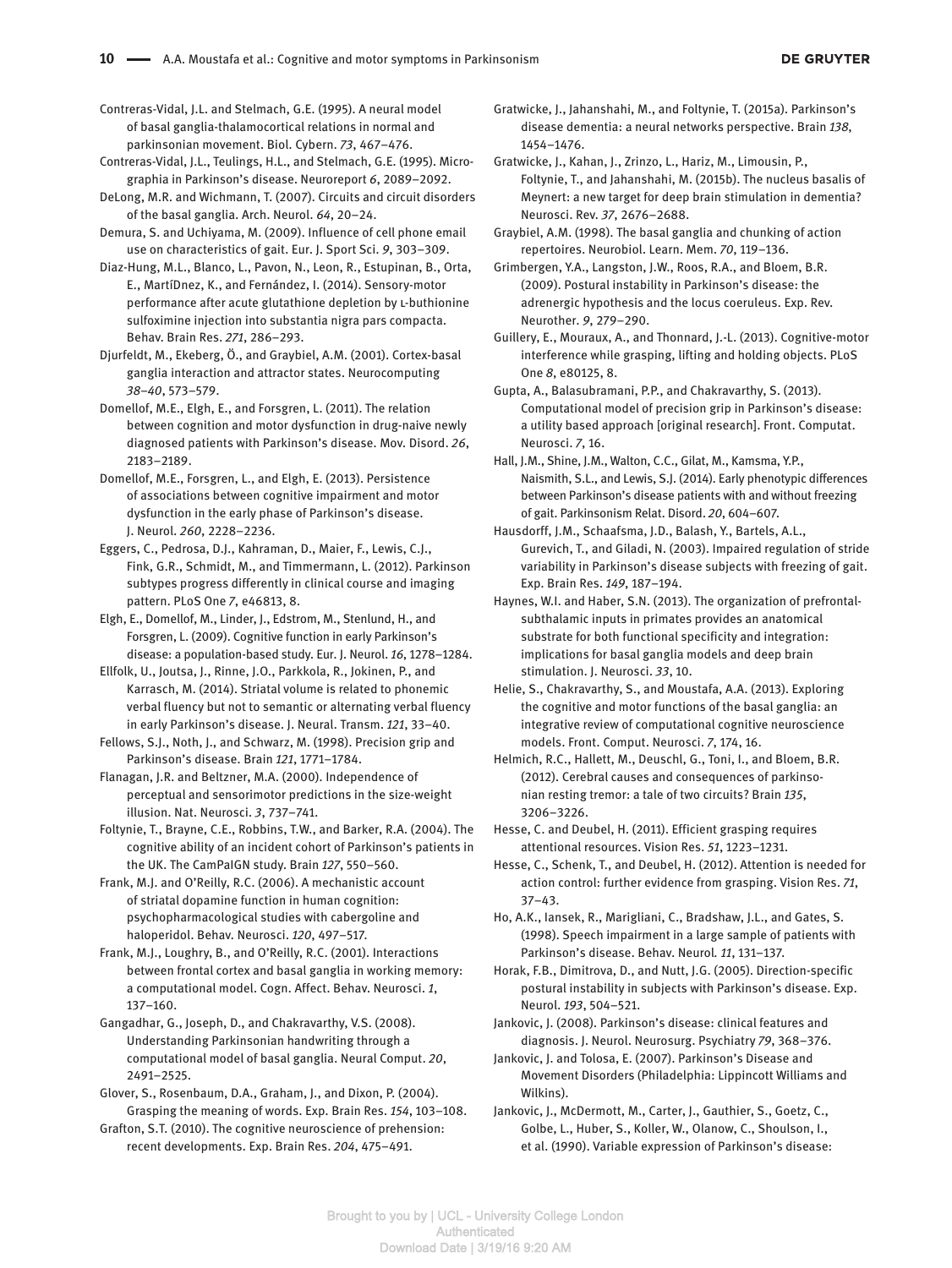Contreras-Vidal, J.L. and Stelmach, G.E. (1995). A neural model of basal ganglia-thalamocortical relations in normal and parkinsonian movement. Biol. Cybern. *73*, 467–476.

Contreras-Vidal, J.L., Teulings, H.L., and Stelmach, G.E. (1995). Micrographia in Parkinson's disease. Neuroreport *6*, 2089–2092.

DeLong, M.R. and Wichmann, T. (2007). Circuits and circuit disorders of the basal ganglia. Arch. Neurol. *64*, 20–24.

Demura, S. and Uchiyama, M. (2009). Influence of cell phone email use on characteristics of gait. Eur. J. Sport Sci. *9*, 303–309.

Diaz-Hung, M.L., Blanco, L., Pavon, N., Leon, R., Estupinan, B., Orta, E., MartíDnez, K., and Fernández, I. (2014). Sensory-motor performance after acute glutathione depletion by L-buthionine sulfoximine injection into substantia nigra pars compacta. Behav. Brain Res. *271*, 286–293.

Djurfeldt, M., Ekeberg, Ö., and Graybiel, A.M. (2001). Cortex-basal ganglia interaction and attractor states. Neurocomputing *38–40*, 573–579.

Domellof, M.E., Elgh, E., and Forsgren, L. (2011). The relation between cognition and motor dysfunction in drug-naive newly diagnosed patients with Parkinson's disease. Mov. Disord. *26*, 2183–2189.

Domellof, M.E., Forsgren, L., and Elgh, E. (2013). Persistence of associations between cognitive impairment and motor dysfunction in the early phase of Parkinson's disease. J. Neurol. *260*, 2228–2236.

Eggers, C., Pedrosa, D.J., Kahraman, D., Maier, F., Lewis, C.J., Fink, G.R., Schmidt, M., and Timmermann, L. (2012). Parkinson subtypes progress differently in clinical course and imaging pattern. PLoS One *7*, e46813, 8.

Elgh, E., Domellof, M., Linder, J., Edstrom, M., Stenlund, H., and Forsgren, L. (2009). Cognitive function in early Parkinson's disease: a population-based study. Eur. J. Neurol. *16*, 1278–1284.

Ellfolk, U., Joutsa, J., Rinne, J.O., Parkkola, R., Jokinen, P., and Karrasch, M. (2014). Striatal volume is related to phonemic verbal fluency but not to semantic or alternating verbal fluency in early Parkinson's disease. J. Neural. Transm. *121*, 33–40.

Fellows, S.J., Noth, J., and Schwarz, M. (1998). Precision grip and Parkinson's disease. Brain *121*, 1771–1784.

Flanagan, J.R. and Beltzner, M.A. (2000). Independence of perceptual and sensorimotor predictions in the size-weight illusion. Nat. Neurosci. *3*, 737–741.

Foltynie, T., Brayne, C.E., Robbins, T.W., and Barker, R.A. (2004). The cognitive ability of an incident cohort of Parkinson's patients in the UK. The CamPaIGN study. Brain *127*, 550–560.

Frank, M.J. and O'Reilly, R.C. (2006). A mechanistic account of striatal dopamine function in human cognition: psychopharmacological studies with cabergoline and haloperidol. Behav. Neurosci. *120*, 497–517.

Frank, M.J., Loughry, B., and O'Reilly, R.C. (2001). Interactions between frontal cortex and basal ganglia in working memory: a computational model. Cogn. Affect. Behav. Neurosci. *1*, 137–160.

Gangadhar, G., Joseph, D., and Chakravarthy, V.S. (2008). Understanding Parkinsonian handwriting through a computational model of basal ganglia. Neural Comput. *20*, 2491–2525.

Glover, S., Rosenbaum, D.A., Graham, J., and Dixon, P. (2004). Grasping the meaning of words. Exp. Brain Res. *154*, 103–108.

Grafton, S.T. (2010). The cognitive neuroscience of prehension: recent developments. Exp. Brain Res. *204*, 475–491.

Gratwicke, J., Jahanshahi, M., and Foltynie, T. (2015a). Parkinson's disease dementia: a neural networks perspective. Brain *138*, 1454–1476.

Gratwicke, J., Kahan, J., Zrinzo, L., Hariz, M., Limousin, P., Foltynie, T., and Jahanshahi, M. (2015b). The nucleus basalis of Meynert: a new target for deep brain stimulation in dementia? Neurosci. Rev. *37*, 2676–2688.

Graybiel, A.M. (1998). The basal ganglia and chunking of action repertoires. Neurobiol. Learn. Mem. *70*, 119–136.

Grimbergen, Y.A., Langston, J.W., Roos, R.A., and Bloem, B.R. (2009). Postural instability in Parkinson's disease: the adrenergic hypothesis and the locus coeruleus. Exp. Rev. Neurother. *9*, 279–290.

Guillery, E., Mouraux, A., and Thonnard, J.-L. (2013). Cognitive-motor interference while grasping, lifting and holding objects. PLoS One *8*, e80125, 8.

Gupta, A., Balasubramani, P.P., and Chakravarthy, S. (2013). Computational model of precision grip in Parkinson's disease: a utility based approach [original research]. Front. Computat. Neurosci. *7*, 16.

Hall, J.M., Shine, J.M., Walton, C.C., Gilat, M., Kamsma, Y.P., Naismith, S.L., and Lewis, S.J. (2014). Early phenotypic differences between Parkinson's disease patients with and without freezing of gait. Parkinsonism Relat. Disord. *20*, 604–607.

Hausdorff, J.M., Schaafsma, J.D., Balash, Y., Bartels, A.L., Gurevich, T., and Giladi, N. (2003). Impaired regulation of stride variability in Parkinson's disease subjects with freezing of gait. Exp. Brain Res. *149*, 187–194.

Haynes, W.I. and Haber, S.N. (2013). The organization of prefrontal-subthalamic inputs in primates provides an anatomical substrate for both functional specificity and integration: implications for basal ganglia models and deep brain stimulation. J. Neurosci. *33*, 10.

Helie, S., Chakravarthy, S., and Moustafa, A.A. (2013). Exploring the cognitive and motor functions of the basal ganglia: an integrative review of computational cognitive neuroscience models. Front. Comput. Neurosci. *7*, 174, 16.

Helmich, R.C., Hallett, M., Deuschl, G., Toni, I., and Bloem, B.R. (2012). Cerebral causes and consequences of parkinsonian resting tremor: a tale of two circuits? Brain *135*, 3206–3226.

Hesse, C. and Deubel, H. (2011). Efficient grasping requires attentional resources. Vision Res. *51*, 1223–1231.

Hesse, C., Schenk, T., and Deubel, H. (2012). Attention is needed for action control: further evidence from grasping. Vision Res. *71*, 37–43.

Ho, A.K., Iansek, R., Marigliani, C., Bradshaw, J.L., and Gates, S. (1998). Speech impairment in a large sample of patients with Parkinson's disease. Behav. Neurol. *11*, 131–137.

Horak, F.B., Dimitrova, D., and Nutt, J.G. (2005). Direction-specific postural instability in subjects with Parkinson's disease. Exp. Neurol. *193*, 504–521.

Jankovic, J. (2008). Parkinson's disease: clinical features and diagnosis. J. Neurol. Neurosurg. Psychiatry *79*, 368–376.

Jankovic, J. and Tolosa, E. (2007). Parkinson's Disease and Movement Disorders (Philadelphia: Lippincott Williams and Wilkins).

Jankovic, J., McDermott, M., Carter, J., Gauthier, S., Goetz, C., Golbe, L., Huber, S., Koller, W., Olanow, C., Shoulson, I., et al. (1990). Variable expression of Parkinson's disease: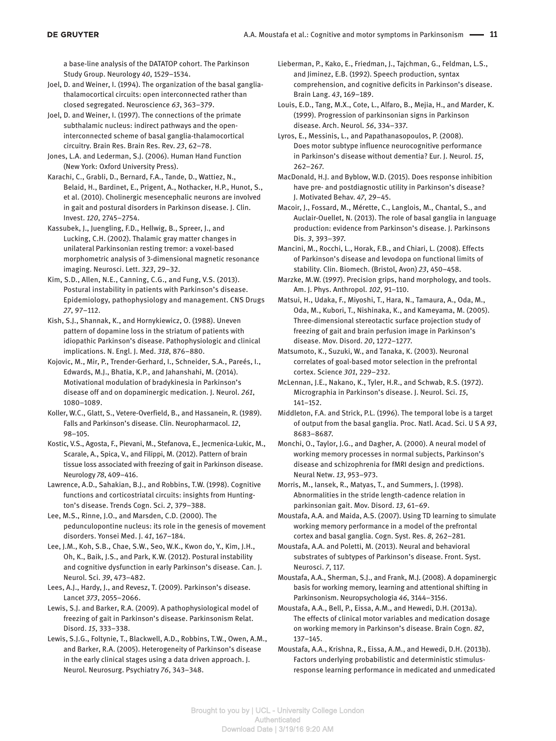a base-line analysis of the DATATOP cohort. The Parkinson Study Group. Neurology *40*, 1529–1534.

Joel, D. and Weiner, I. (1994). The organization of the basal ganglia-thalamocortical circuits: open interconnected rather than closed segregated. Neuroscience *63*, 363–379.

Joel, D. and Weiner, I. (1997). The connections of the primate subthalamic nucleus: indirect pathways and the open-interconnected scheme of basal ganglia-thalamocortical circuitry. Brain Res. Brain Res. Rev. *23*, 62–78.

Jones, L.A. and Lederman, S.J. (2006). Human Hand Function (New York: Oxford University Press).

Karachi, C., Grabli, D., Bernard, F.A., Tande, D., Wattiez, N., Belaid, H., Bardinet, E., Prigent, A., Nothacker, H.P., Hunot, S., et al. (2010). Cholinergic mesencephalic neurons are involved in gait and postural disorders in Parkinson disease. J. Clin. Invest. *120*, 2745–2754.

Kassubek, J., Juengling, F.D., Hellwig, B., Spreer, J., and Lucking, C.H. (2002). Thalamic gray matter changes in unilateral Parkinsonian resting tremor: a voxel-based morphometric analysis of 3-dimensional magnetic resonance imaging. Neurosci. Lett. *323*, 29–32.

Kim, S.D., Allen, N.E., Canning, C.G., and Fung, V.S. (2013). Postural instability in patients with Parkinson's disease. Epidemiology, pathophysiology and management. CNS Drugs *27*, 97–112.

Kish, S.J., Shannak, K., and Hornykiewicz, O. (1988). Uneven pattern of dopamine loss in the striatum of patients with idiopathic Parkinson's disease. Pathophysiologic and clinical implications. N. Engl. J. Med. *318*, 876–880.

Kojovic, M., Mir, P., Trender-Gerhard, I., Schneider, S.A., Pareés, I., Edwards, M.J., Bhatia, K.P., and Jahanshahi, M. (2014). Motivational modulation of bradykinesia in Parkinson's disease off and on dopaminergic medication. J. Neurol. *261*, 1080–1089.

Koller, W.C., Glatt, S., Vetere-Overfield, B., and Hassanein, R. (1989). Falls and Parkinson's disease. Clin. Neuropharmacol. *12*, 98–105.

Kostic, V.S., Agosta, F., Pievani, M., Stefanova, E., Jecmenica-Lukic, M., Scarale, A., Spica, V., and Filippi, M. (2012). Pattern of brain tissue loss associated with freezing of gait in Parkinson disease. Neurology *78*, 409–416.

Lawrence, A.D., Sahakian, B.J., and Robbins, T.W. (1998). Cognitive functions and corticostriatal circuits: insights from Huntington's disease. Trends Cogn. Sci. *2*, 379–388.

Lee, M.S., Rinne, J.O., and Marsden, C.D. (2000). The pedunculopontine nucleus: its role in the genesis of movement disorders. Yonsei Med. J. *41*, 167–184.

Lee, J.M., Koh, S.B., Chae, S.W., Seo, W.K., Kwon do, Y., Kim, J.H., Oh, K., Baik, J.S., and Park, K.W. (2012). Postural instability and cognitive dysfunction in early Parkinson's disease. Can. J. Neurol. Sci. *39*, 473–482.

Lees, A.J., Hardy, J., and Revesz, T. (2009). Parkinson's disease. Lancet *373*, 2055–2066.

Lewis, S.J. and Barker, R.A. (2009). A pathophysiological model of freezing of gait in Parkinson's disease. Parkinsonism Relat. Disord. *15*, 333–338.

Lewis, S.J.G., Foltynie, T., Blackwell, A.D., Robbins, T.W., Owen, A.M., and Barker, R.A. (2005). Heterogeneity of Parkinson's disease in the early clinical stages using a data driven approach. J. Neurol. Neurosurg. Psychiatry *76*, 343–348.

Lieberman, P., Kako, E., Friedman, J., Tajchman, G., Feldman, L.S., and Jiminez, E.B. (1992). Speech production, syntax comprehension, and cognitive deficits in Parkinson's disease. Brain Lang. *43*, 169–189.

Louis, E.D., Tang, M.X., Cote, L., Alfaro, B., Mejia, H., and Marder, K. (1999). Progression of parkinsonian signs in Parkinson disease. Arch. Neurol. *56*, 334–337.

Lyros, E., Messinis, L., and Papathanasopoulos, P. (2008). Does motor subtype influence neurocognitive performance in Parkinson's disease without dementia? Eur. J. Neurol. *15*, 262–267.

MacDonald, H.J. and Byblow, W.D. (2015). Does response inhibition have pre- and postdiagnostic utility in Parkinson's disease? J. Motivated Behav. *47*, 29–45.

Macoir, J., Fossard, M., Mérette, C., Langlois, M., Chantal, S., and Auclair-Ouellet, N. (2013). The role of basal ganglia in language production: evidence from Parkinson's disease. J. Parkinsons Dis. *3*, 393–397.

Mancini, M., Rocchi, L., Horak, F.B., and Chiari, L. (2008). Effects of Parkinson's disease and levodopa on functional limits of stability. Clin. Biomech. (Bristol, Avon) *23*, 450–458.

Marzke, M.W. (1997). Precision grips, hand morphology, and tools. Am. J. Phys. Anthropol. *102*, 91–110.

Matsui, H., Udaka, F., Miyoshi, T., Hara, N., Tamaura, A., Oda, M., Oda, M., Kubori, T., Nishinaka, K., and Kameyama, M. (2005). Three-dimensional stereotactic surface projection study of freezing of gait and brain perfusion image in Parkinson's disease. Mov. Disord. *20*, 1272–1277.

Matsumoto, K., Suzuki, W., and Tanaka, K. (2003). Neuronal correlates of goal-based motor selection in the prefrontal cortex. Science *301*, 229–232.

McLennan, J.E., Nakano, K., Tyler, H.R., and Schwab, R.S. (1972). Micrographia in Parkinson's disease. J. Neurol. Sci. *15*, 141–152.

Middleton, F.A. and Strick, P.L. (1996). The temporal lobe is a target of output from the basal ganglia. Proc. Natl. Acad. Sci. U S A *93*, 8683–8687.

Monchi, O., Taylor, J.G., and Dagher, A. (2000). A neural model of working memory processes in normal subjects, Parkinson's disease and schizophrenia for fMRI design and predictions. Neural Netw. *13*, 953–973.

Morris, M., Iansek, R., Matyas, T., and Summers, J. (1998). Abnormalities in the stride length-cadence relation in parkinsonian gait. Mov. Disord. *13*, 61–69.

Moustafa, A.A. and Maida, A.S. (2007). Using TD learning to simulate working memory performance in a model of the prefrontal cortex and basal ganglia. Cogn. Syst. Res. *8*, 262–281.

Moustafa, A.A. and Poletti, M. (2013). Neural and behavioral substrates of subtypes of Parkinson's disease. Front. Syst. Neurosci. *7*, 117.

Moustafa, A.A., Sherman, S.J., and Frank, M.J. (2008). A dopaminergic basis for working memory, learning and attentional shifting in Parkinsonism. Neuropsychologia *46*, 3144–3156.

Moustafa, A.A., Bell, P., Eissa, A.M., and Hewedi, D.H. (2013a). The effects of clinical motor variables and medication dosage on working memory in Parkinson's disease. Brain Cogn. *82*, 137–145.

Moustafa, A.A., Krishna, R., Eissa, A.M., and Hewedi, D.H. (2013b). Factors underlying probabilistic and deterministic stimulus-response learning performance in medicated and unmedicated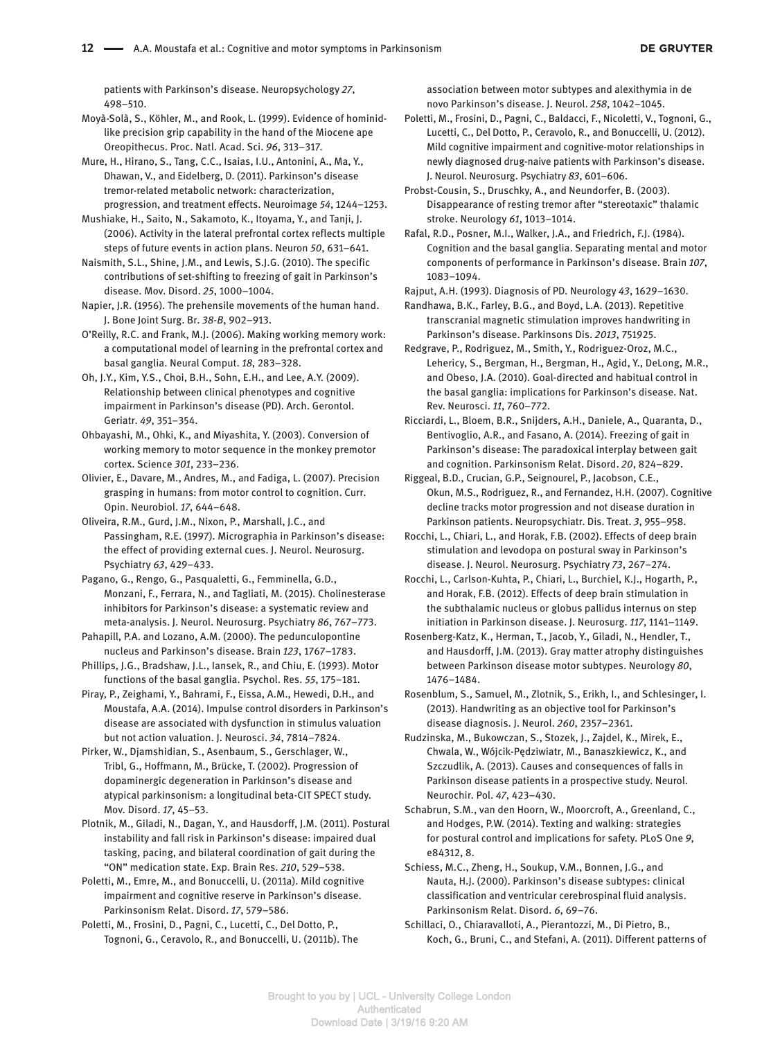patients with Parkinson's disease. Neuropsychology *27*, 498–510.

Moyà-Solà, S., Köhler, M., and Rook, L. (1999). Evidence of hominid-like precision grip capability in the hand of the Miocene ape Oreopithecus. Proc. Natl. Acad. Sci. *96*, 313–317.

Mure, H., Hirano, S., Tang, C.C., Isaias, I.U., Antonini, A., Ma, Y., Dhawan, V., and Eidelberg, D. (2011). Parkinson's disease tremor-related metabolic network: characterization, progression, and treatment effects. Neuroimage *54*, 1244–1253.

Mushiake, H., Saito, N., Sakamoto, K., Itoyama, Y., and Tanji, J. (2006). Activity in the lateral prefrontal cortex reflects multiple steps of future events in action plans. Neuron *50*, 631–641.

Naismith, S.L., Shine, J.M., and Lewis, S.J.G. (2010). The specific contributions of set-shifting to freezing of gait in Parkinson's disease. Mov. Disord. *25*, 1000–1004.

Napier, J.R. (1956). The prehensile movements of the human hand. J. Bone Joint Surg. Br. *38-B*, 902–913.

O'Reilly, R.C. and Frank, M.J. (2006). Making working memory work: a computational model of learning in the prefrontal cortex and basal ganglia. Neural Comput. *18*, 283–328.

Oh, J.Y., Kim, Y.S., Choi, B.H., Sohn, E.H., and Lee, A.Y. (2009). Relationship between clinical phenotypes and cognitive impairment in Parkinson's disease (PD). Arch. Gerontol. Geriatr. *49*, 351–354.

Ohbayashi, M., Ohki, K., and Miyashita, Y. (2003). Conversion of working memory to motor sequence in the monkey premotor cortex. Science *301*, 233–236.

Olivier, E., Davare, M., Andres, M., and Fadiga, L. (2007). Precision grasping in humans: from motor control to cognition. Curr. Opin. Neurobiol. *17*, 644–648.

Oliveira, R.M., Gurd, J.M., Nixon, P., Marshall, J.C., and Passingham, R.E. (1997). Micrographia in Parkinson's disease: the effect of providing external cues. J. Neurol. Neurosurg. Psychiatry *63*, 429–433.

Pagano, G., Rengo, G., Pasqualetti, G., Femminella, G.D., Monzani, F., Ferrara, N., and Tagliati, M. (2015). Cholinesterase inhibitors for Parkinson's disease: a systematic review and meta-analysis. J. Neurol. Neurosurg. Psychiatry *86*, 767–773.

Pahapill, P.A. and Lozano, A.M. (2000). The pedunculopontine nucleus and Parkinson's disease. Brain *123*, 1767–1783.

Phillips, J.G., Bradshaw, J.L., Iansek, R., and Chiu, E. (1993). Motor functions of the basal ganglia. Psychol. Res. *55*, 175–181.

Piray, P., Zeighami, Y., Bahrami, F., Eissa, A.M., Hewedi, D.H., and Moustafa, A.A. (2014). Impulse control disorders in Parkinson's disease are associated with dysfunction in stimulus valuation but not action valuation. J. Neurosci. *34*, 7814–7824.

Pirker, W., Djamshidian, S., Asenbaum, S., Gerschlager, W., Tribl, G., Hoffmann, M., Brücke, T. (2002). Progression of dopaminergic degeneration in Parkinson's disease and atypical parkinsonism: a longitudinal beta-CIT SPECT study. Mov. Disord. *17*, 45–53.

Plotnik, M., Giladi, N., Dagan, Y., and Hausdorff, J.M. (2011). Postural instability and fall risk in Parkinson's disease: impaired dual tasking, pacing, and bilateral coordination of gait during the "ON" medication state. Exp. Brain Res. *210*, 529–538.

Poletti, M., Emre, M., and Bonuccelli, U. (2011a). Mild cognitive impairment and cognitive reserve in Parkinson's disease. Parkinsonism Relat. Disord. *17*, 579–586.

Poletti, M., Frosini, D., Pagni, C., Lucetti, C., Del Dotto, P., Tognoni, G., Ceravolo, R., and Bonuccelli, U. (2011b). The association between motor subtypes and alexithymia in de novo Parkinson's disease. J. Neurol. *258*, 1042–1045.

Poletti, M., Frosini, D., Pagni, C., Baldacci, F., Nicoletti, V., Tognoni, G., Lucetti, C., Del Dotto, P., Ceravolo, R., and Bonuccelli, U. (2012). Mild cognitive impairment and cognitive-motor relationships in newly diagnosed drug-naive patients with Parkinson's disease. J. Neurol. Neurosurg. Psychiatry *83*, 601–606.

Probst-Cousin, S., Druschky, A., and Neundorfer, B. (2003). Disappearance of resting tremor after "stereotaxic" thalamic stroke. Neurology *61*, 1013–1014.

Rafal, R.D., Posner, M.I., Walker, J.A., and Friedrich, F.J. (1984). Cognition and the basal ganglia. Separating mental and motor components of performance in Parkinson's disease. Brain *107*, 1083–1094.

Rajput, A.H. (1993). Diagnosis of PD. Neurology *43*, 1629–1630.

Randhawa, B.K., Farley, B.G., and Boyd, L.A. (2013). Repetitive transcranial magnetic stimulation improves handwriting in Parkinson's disease. Parkinsons Dis. *2013*, 751925.

Redgrave, P., Rodriguez, M., Smith, Y., Rodriguez-Oroz, M.C., Lehericy, S., Bergman, H., Bergman, H., Agid, Y., DeLong, M.R., and Obeso, J.A. (2010). Goal-directed and habitual control in the basal ganglia: implications for Parkinson's disease. Nat. Rev. Neurosci. *11*, 760–772.

Ricciardi, L., Bloem, B.R., Snijders, A.H., Daniele, A., Quaranta, D., Bentivoglio, A.R., and Fasano, A. (2014). Freezing of gait in Parkinson's disease: The paradoxical interplay between gait and cognition. Parkinsonism Relat. Disord. *20*, 824–829.

Riggeal, B.D., Crucian, G.P., Seignourel, P., Jacobson, C.E., Okun, M.S., Rodriguez, R., and Fernandez, H.H. (2007). Cognitive decline tracks motor progression and not disease duration in Parkinson patients. Neuropsychiatr. Dis. Treat. *3*, 955–958.

Rocchi, L., Chiari, L., and Horak, F.B. (2002). Effects of deep brain stimulation and levodopa on postural sway in Parkinson's disease. J. Neurol. Neurosurg. Psychiatry *73*, 267–274.

Rocchi, L., Carlson-Kuhta, P., Chiari, L., Burchiel, K.J., Hogarth, P., and Horak, F.B. (2012). Effects of deep brain stimulation in the subthalamic nucleus or globus pallidus internus on step initiation in Parkinson disease. J. Neurosurg. *117*, 1141–1149.

Rosenberg-Katz, K., Herman, T., Jacob, Y., Giladi, N., Hendler, T., and Hausdorff, J.M. (2013). Gray matter atrophy distinguishes between Parkinson disease motor subtypes. Neurology *80*, 1476–1484.

Rosenblum, S., Samuel, M., Zlotnik, S., Erikh, I., and Schlesinger, I. (2013). Handwriting as an objective tool for Parkinson's disease diagnosis. J. Neurol. *260*, 2357–2361.

Rudzinska, M., Bukowczan, S., Stozek, J., Zajdel, K., Mirek, E., Chwala, W., Wójcik-Pędziwiatr, M., Banaszkiewicz, K., and Szczudlik, A. (2013). Causes and consequences of falls in Parkinson disease patients in a prospective study. Neurol. Neurochir. Pol. *47*, 423–430.

Schabrun, S.M., van den Hoorn, W., Moorcroft, A., Greenland, C., and Hodges, P.W. (2014). Texting and walking: strategies for postural control and implications for safety. PLoS One *9*, e84312, 8.

Schiess, M.C., Zheng, H., Soukup, V.M., Bonnen, J.G., and Nauta, H.J. (2000). Parkinson's disease subtypes: clinical classification and ventricular cerebrospinal fluid analysis. Parkinsonism Relat. Disord. *6*, 69–76.

Schillaci, O., Chiaravalloti, A., Pierantozzi, M., Di Pietro, B., Koch, G., Bruni, C., and Stefani, A. (2011). Different patterns of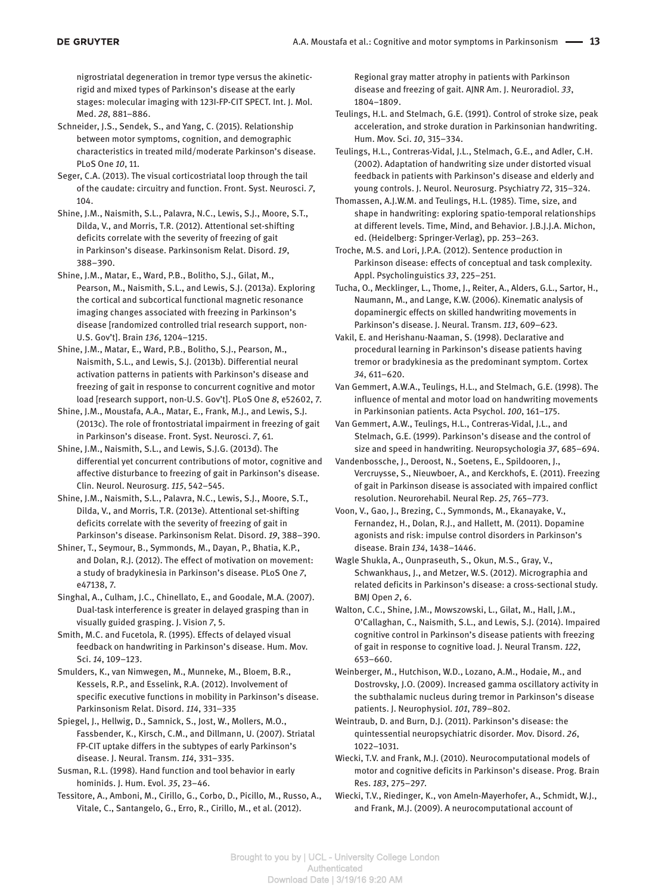nigrostriatal degeneration in tremor type versus the akinetic-rigid and mixed types of Parkinson's disease at the early stages: molecular imaging with 123I-FP-CIT SPECT. Int. J. Mol. Med. *28*, 881–886.

Schneider, J.S., Sendek, S., and Yang, C. (2015). Relationship between motor symptoms, cognition, and demographic characteristics in treated mild/moderate Parkinson's disease. PLoS One *10*, 11.

Seger, C.A. (2013). The visual corticostriatal loop through the tail of the caudate: circuitry and function. Front. Syst. Neurosci. *7*, 104.

Shine, J.M., Naismith, S.L., Palavra, N.C., Lewis, S.J., Moore, S.T., Dilda, V., and Morris, T.R. (2012). Attentional set-shifting deficits correlate with the severity of freezing of gait in Parkinson's disease. Parkinsonism Relat. Disord. *19*, 388–390.

Shine, J.M., Matar, E., Ward, P.B., Bolitho, S.J., Gilat, M., Pearson, M., Naismith, S.L., and Lewis, S.J. (2013a). Exploring the cortical and subcortical functional magnetic resonance imaging changes associated with freezing in Parkinson's disease [randomized controlled trial research support, non-U.S. Gov't]. Brain *136*, 1204–1215.

Shine, J.M., Matar, E., Ward, P.B., Bolitho, S.J., Pearson, M., Naismith, S.L., and Lewis, S.J. (2013b). Differential neural activation patterns in patients with Parkinson's disease and freezing of gait in response to concurrent cognitive and motor load [research support, non-U.S. Gov't]. PLoS One *8*, e52602, 7.

Shine, J.M., Moustafa, A.A., Matar, E., Frank, M.J., and Lewis, S.J. (2013c). The role of frontostriatal impairment in freezing of gait in Parkinson's disease. Front. Syst. Neurosci. *7*, 61.

Shine, J.M., Naismith, S.L., and Lewis, S.J.G. (2013d). The differential yet concurrent contributions of motor, cognitive and affective disturbance to freezing of gait in Parkinson's disease. Clin. Neurol. Neurosurg. *115*, 542–545.

Shine, J.M., Naismith, S.L., Palavra, N.C., Lewis, S.J., Moore, S.T., Dilda, V., and Morris, T.R. (2013e). Attentional set-shifting deficits correlate with the severity of freezing of gait in Parkinson's disease. Parkinsonism Relat. Disord. *19*, 388–390.

Shiner, T., Seymour, B., Symmonds, M., Dayan, P., Bhatia, K.P., and Dolan, R.J. (2012). The effect of motivation on movement: a study of bradykinesia in Parkinson's disease. PLoS One *7*, e47138, 7.

Singhal, A., Culham, J.C., Chinellato, E., and Goodale, M.A. (2007). Dual-task interference is greater in delayed grasping than in visually guided grasping. J. Vision *7*, 5.

Smith, M.C. and Fucetola, R. (1995). Effects of delayed visual feedback on handwriting in Parkinson's disease. Hum. Mov. Sci. *14*, 109–123.

Smulders, K., van Nimwegen, M., Munneke, M., Bloem, B.R., Kessels, R.P., and Esselink, R.A. (2012). Involvement of specific executive functions in mobility in Parkinson's disease. Parkinsonism Relat. Disord. *114*, 331–335

Spiegel, J., Hellwig, D., Samnick, S., Jost, W., Mollers, M.O., Fassbender, K., Kirsch, C.M., and Dillmann, U. (2007). Striatal FP-CIT uptake differs in the subtypes of early Parkinson's disease. J. Neural. Transm. *114*, 331–335.

Susman, R.L. (1998). Hand function and tool behavior in early hominids. J. Hum. Evol. *35*, 23–46.

Tessitore, A., Amboni, M., Cirillo, G., Corbo, D., Picillo, M., Russo, A., Vitale, C., Santangelo, G., Erro, R., Cirillo, M., et al. (2012). Regional gray matter atrophy in patients with Parkinson disease and freezing of gait. AJNR Am. J. Neuroradiol. *33*, 1804–1809.

Teulings, H.L. and Stelmach, G.E. (1991). Control of stroke size, peak acceleration, and stroke duration in Parkinsonian handwriting. Hum. Mov. Sci. *10*, 315–334.

Teulings, H.L., Contreras-Vidal, J.L., Stelmach, G.E., and Adler, C.H. (2002). Adaptation of handwriting size under distorted visual feedback in patients with Parkinson's disease and elderly and young controls. J. Neurol. Neurosurg. Psychiatry *72*, 315–324.

Thomassen, A.J.W.M. and Teulings, H.L. (1985). Time, size, and shape in handwriting: exploring spatio-temporal relationships at different levels. Time, Mind, and Behavior. J.B.J.J.A. Michon, ed. (Heidelberg: Springer-Verlag), pp. 253–263.

Troche, M.S. and Lori, J.P.A. (2012). Sentence production in Parkinson disease: effects of conceptual and task complexity. Appl. Psycholinguistics *33*, 225–251.

Tucha, O., Mecklinger, L., Thome, J., Reiter, A., Alders, G.L., Sartor, H., Naumann, M., and Lange, K.W. (2006). Kinematic analysis of dopaminergic effects on skilled handwriting movements in Parkinson's disease. J. Neural. Transm. *113*, 609–623.

Vakil, E. and Herishanu-Naaman, S. (1998). Declarative and procedural learning in Parkinson's disease patients having tremor or bradykinesia as the predominant symptom. Cortex *34*, 611–620.

Van Gemmert, A.W.A., Teulings, H.L., and Stelmach, G.E. (1998). The influence of mental and motor load on handwriting movements in Parkinsonian patients. Acta Psychol. *100*, 161–175.

Van Gemmert, A.W., Teulings, H.L., Contreras-Vidal, J.L., and Stelmach, G.E. (1999). Parkinson's disease and the control of size and speed in handwriting. Neuropsychologia *37*, 685–694.

Vandenbossche, J., Deroost, N., Soetens, E., Spildooren, J., Vercruysse, S., Nieuwboer, A., and Kerckhofs, E. (2011). Freezing of gait in Parkinson disease is associated with impaired conflict resolution. Neurorehabil. Neural Rep. *25*, 765–773.

Voon, V., Gao, J., Brezing, C., Symmonds, M., Ekanayake, V., Fernandez, H., Dolan, R.J., and Hallett, M. (2011). Dopamine agonists and risk: impulse control disorders in Parkinson's disease. Brain *134*, 1438–1446.

Wagle Shukla, A., Ounpraseuth, S., Okun, M.S., Gray, V., Schwankhaus, J., and Metzer, W.S. (2012). Micrographia and related deficits in Parkinson's disease: a cross-sectional study. BMJ Open *2*, 6.

Walton, C.C., Shine, J.M., Mowszowski, L., Gilat, M., Hall, J.M., O'Callaghan, C., Naismith, S.L., and Lewis, S.J. (2014). Impaired cognitive control in Parkinson's disease patients with freezing of gait in response to cognitive load. J. Neural Transm. *122*, 653–660.

Weinberger, M., Hutchison, W.D., Lozano, A.M., Hodaie, M., and Dostrovsky, J.O. (2009). Increased gamma oscillatory activity in the subthalamic nucleus during tremor in Parkinson's disease patients. J. Neurophysiol. *101*, 789–802.

Weintraub, D. and Burn, D.J. (2011). Parkinson's disease: the quintessential neuropsychiatric disorder. Mov. Disord. *26*, 1022–1031.

Wiecki, T.V. and Frank, M.J. (2010). Neurocomputational models of motor and cognitive deficits in Parkinson's disease. Prog. Brain Res. *183*, 275–297.

Wiecki, T.V., Riedinger, K., von Ameln-Mayerhofer, A., Schmidt, W.J., and Frank, M.J. (2009). A neurocomputational account of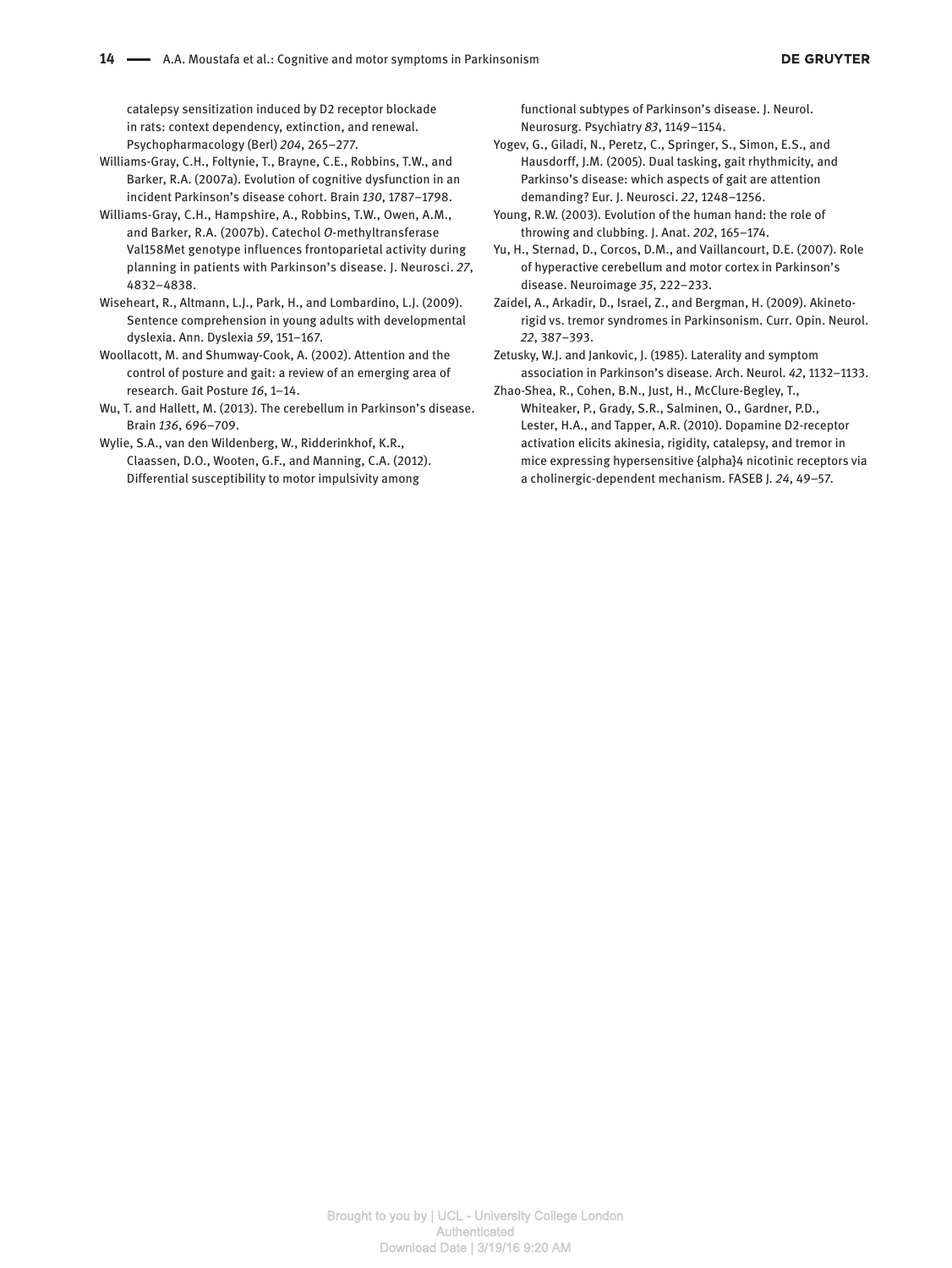catalepsy sensitization induced by D2 receptor blockade in rats: context dependency, extinction, and renewal. Psychopharmacology (Berl) *204*, 265–277.

Williams-Gray, C.H., Foltynie, T., Brayne, C.E., Robbins, T.W., and Barker, R.A. (2007a). Evolution of cognitive dysfunction in an incident Parkinson's disease cohort. Brain *130*, 1787–1798.

Williams-Gray, C.H., Hampshire, A., Robbins, T.W., Owen, A.M., and Barker, R.A. (2007b). Catechol *O*-methyltransferase Val158Met genotype influences frontoparietal activity during planning in patients with Parkinson's disease. J. Neurosci. *27*, 4832–4838.

Wiseheart, R., Altmann, L.J., Park, H., and Lombardino, L.J. (2009). Sentence comprehension in young adults with developmental dyslexia. Ann. Dyslexia *59*, 151–167.

Woollacott, M. and Shumway-Cook, A. (2002). Attention and the control of posture and gait: a review of an emerging area of research. Gait Posture *16*, 1–14.

Wu, T. and Hallett, M. (2013). The cerebellum in Parkinson's disease. Brain *136*, 696–709.

Wylie, S.A., van den Wildenberg, W., Ridderinkhof, K.R., Claassen, D.O., Wooten, G.F., and Manning, C.A. (2012). Differential susceptibility to motor impulsivity among functional subtypes of Parkinson's disease. J. Neurol. Neurosurg. Psychiatry *83*, 1149–1154.

Yogev, G., Giladi, N., Peretz, C., Springer, S., Simon, E.S., and Hausdorff, J.M. (2005). Dual tasking, gait rhythmicity, and Parkinso's disease: which aspects of gait are attention demanding? Eur. J. Neurosci. *22*, 1248–1256.

Young, R.W. (2003). Evolution of the human hand: the role of throwing and clubbing. J. Anat. *202*, 165–174.

Yu, H., Sternad, D., Corcos, D.M., and Vaillancourt, D.E. (2007). Role of hyperactive cerebellum and motor cortex in Parkinson's disease. Neuroimage *35*, 222–233.

Zaidel, A., Arkadir, D., Israel, Z., and Bergman, H. (2009). Akineto-rigid vs. tremor syndromes in Parkinsonism. Curr. Opin. Neurol. *22*, 387–393.

Zetusky, W.J. and Jankovic, J. (1985). Laterality and symptom association in Parkinson's disease. Arch. Neurol. *42*, 1132–1133.

Zhao-Shea, R., Cohen, B.N., Just, H., McClure-Begley, T., Whiteaker, P., Grady, S.R., Salminen, O., Gardner, P.D., Lester, H.A., and Tapper, A.R. (2010). Dopamine D2-receptor activation elicits akinesia, rigidity, catalepsy, and tremor in mice expressing hypersensitive {alpha}4 nicotinic receptors via a cholinergic-dependent mechanism. FASEB J. *24*, 49–57.